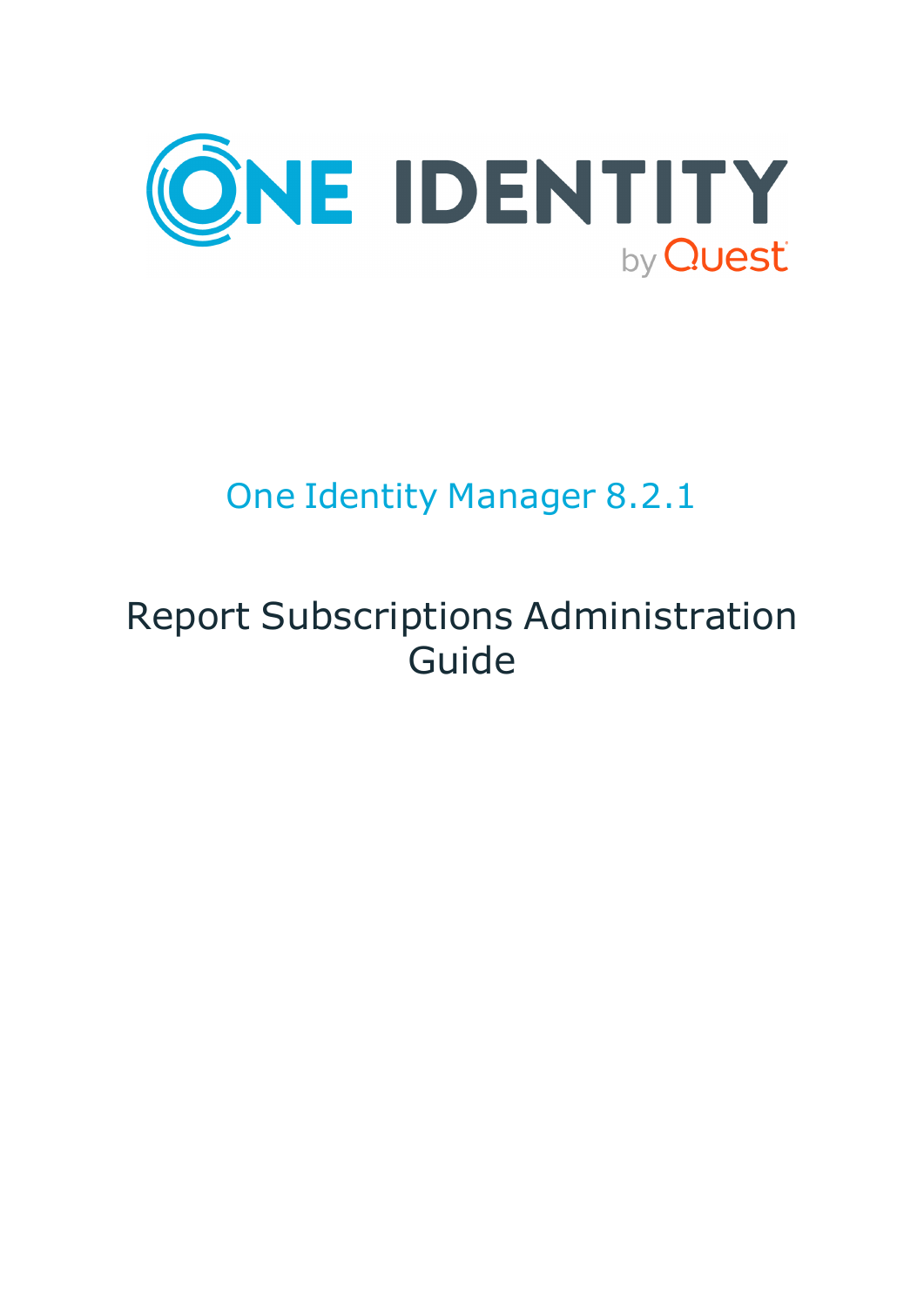ONE IDENTITY

by Quest

# One Identity Manager 8.2.1

# Report Subscriptions Administration Guide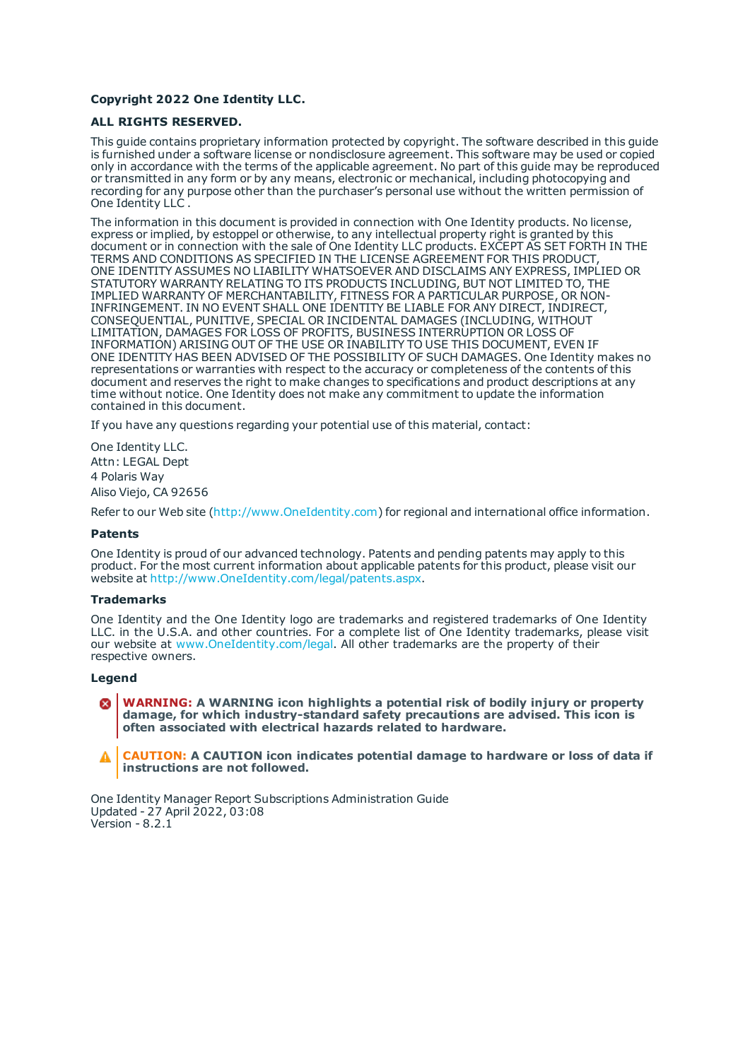**Copyright 2022 One Identity LLC.**

**ALL RIGHTS RESERVED.**

This guide contains proprietary information protected by copyright. The software described in this guide is furnished under a software license or nondisclosure agreement. This software may be used or copied only in accordance with the terms of the applicable agreement. No part of this guide may be reproduced or transmitted in any form or by any means, electronic or mechanical, including photocopying and recording for any purpose other than the purchaser's personal use without the written permission of One Identity LLC .

The information in this document is provided in connection with One Identity products. No license, express or implied, by estoppel or otherwise, to any intellectual property right is granted by this document or in connection with the sale of One Identity LLC products. EXCEPT AS SET FORTH IN THE TERMS AND CONDITIONS AS SPECIFIED IN THE LICENSE AGREEMENT FOR THIS PRODUCT, ONE IDENTITY ASSUMES NO LIABILITY WHATSOEVER AND DISCLAIMS ANY EXPRESS, IMPLIED OR STATUTORY WARRANTY RELATING TO ITS PRODUCTS INCLUDING, BUT NOT LIMITED TO, THE IMPLIED WARRANTY OF MERCHANTABILITY, FITNESS FOR A PARTICULAR PURPOSE, OR NON-INFRINGEMENT. IN NO EVENT SHALL ONE IDENTITY BE LIABLE FOR ANY DIRECT, INDIRECT, CONSEQUENTIAL, PUNITIVE, SPECIAL OR INCIDENTAL DAMAGES (INCLUDING, WITHOUT LIMITATION, DAMAGES FOR LOSS OF PROFITS, BUSINESS INTERRUPTION OR LOSS OF INFORMATION) ARISING OUT OF THE USE OR INABILITY TO USE THIS DOCUMENT, EVEN IF ONE IDENTITY HAS BEEN ADVISED OF THE POSSIBILITY OF SUCH DAMAGES. One Identity makes no representations or warranties with respect to the accuracy or completeness of the contents of this document and reserves the right to make changes to specifications and product descriptions at any time without notice. One Identity does not make any commitment to update the information contained in this document.

If you have any questions regarding your potential use of this material, contact:

One Identity LLC.
Attn: LEGAL Dept
4 Polaris Way
Aliso Viejo, CA 92656

Refer to our Web site (http://www.OneIdentity.com) for regional and international office information.

**Patents**

One Identity is proud of our advanced technology. Patents and pending patents may apply to this product. For the most current information about applicable patents for this product, please visit our website at http://www.OneIdentity.com/legal/patents.aspx.

**Trademarks**

One Identity and the One Identity logo are trademarks and registered trademarks of One Identity LLC. in the U.S.A. and other countries. For a complete list of One Identity trademarks, please visit our website at www.OneIdentity.com/legal. All other trademarks are the property of their respective owners.

**Legend**

**WARNING: A WARNING icon highlights a potential risk of bodily injury or property damage, for which industry-standard safety precautions are advised. This icon is often associated with electrical hazards related to hardware.**

**CAUTION: A CAUTION icon indicates potential damage to hardware or loss of data if instructions are not followed.**

One Identity Manager Report Subscriptions Administration Guide
Updated - 27 April 2022, 03:08
Version - 8.2.1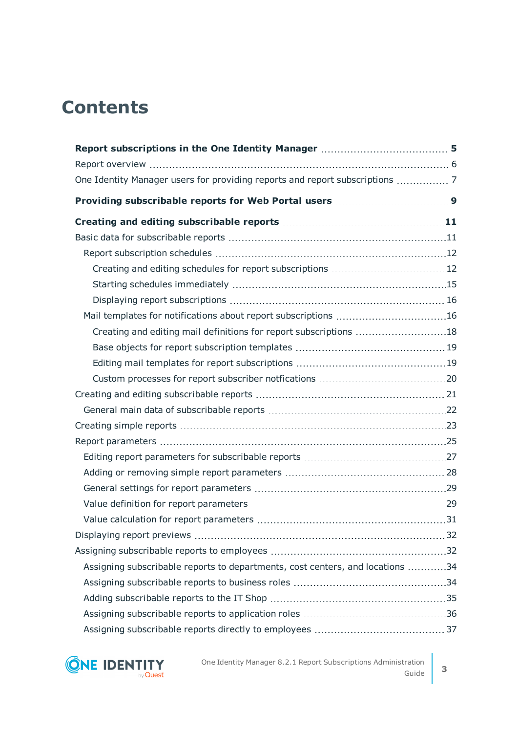# Contents

**Report subscriptions in the One Identity Manager** 5

Report overview 6

One Identity Manager users for providing reports and report subscriptions 7

**Providing subscribable reports for Web Portal users** 9

**Creating and editing subscribable reports** 11

Basic data for subscribable reports 11

- Report subscription schedules 12
  - Creating and editing schedules for report subscriptions 12
  - Starting schedules immediately 15
  - Displaying report subscriptions 16
- Mail templates for notifications about report subscriptions 16
  - Creating and editing mail definitions for report subscriptions 18
  - Base objects for report subscription templates 19
  - Editing mail templates for report subscriptions 19
  - Custom processes for report subscriber notfications 20

Creating and editing subscribable reports 21

- General main data of subscribable reports 22

Creating simple reports 23

Report parameters 25

- Editing report parameters for subscribable reports 27
- Adding or removing simple report parameters 28
- General settings for report parameters 29
- Value definition for report parameters 29
- Value calculation for report parameters 31

Displaying report previews 32

Assigning subscribable reports to employees 32

- Assigning subscribable reports to departments, cost centers, and locations 34
- Assigning subscribable reports to business roles 34
- Adding subscribable reports to the IT Shop 35
- Assigning subscribable reports to application roles 36
- Assigning subscribable reports directly to employees 37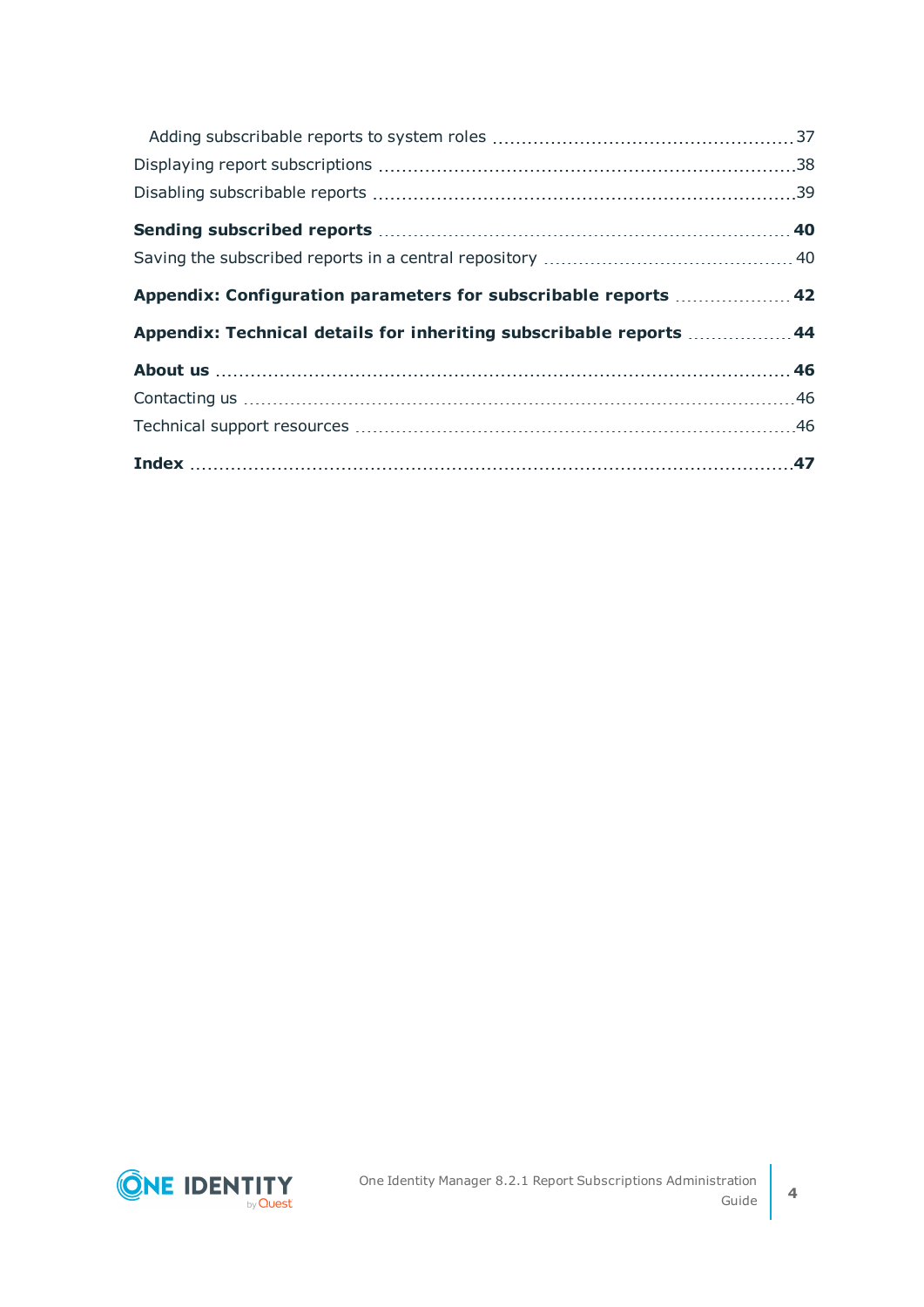Adding subscribable reports to system roles 37

Displaying report subscriptions 38

Disabling subscribable reports 39

**Sending subscribed reports 40**

Saving the subscribed reports in a central repository 40

**Appendix: Configuration parameters for subscribable reports 42**

**Appendix: Technical details for inheriting subscribable reports 44**

**About us 46**

Contacting us 46

Technical support resources 46

**Index 47**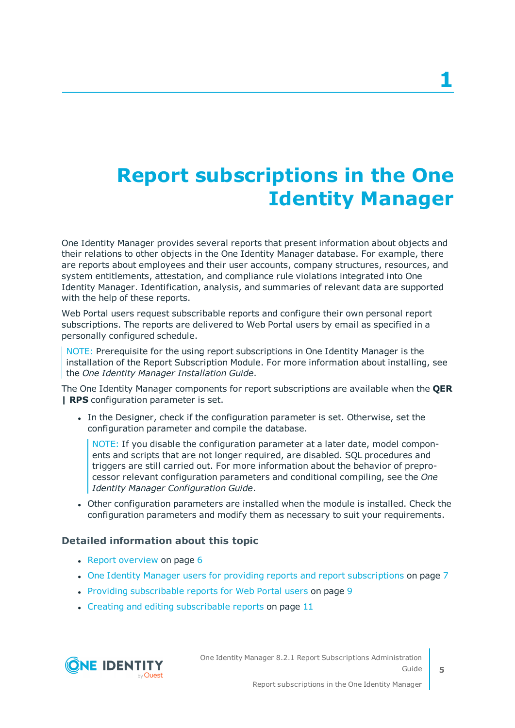# 1 Report subscriptions in the One Identity Manager

One Identity Manager provides several reports that present information about objects and their relations to other objects in the One Identity Manager database. For example, there are reports about employees and their user accounts, company structures, resources, and system entitlements, attestation, and compliance rule violations integrated into One Identity Manager. Identification, analysis, and summaries of relevant data are supported with the help of these reports.

Web Portal users request subscribable reports and configure their own personal report subscriptions. The reports are delivered to Web Portal users by email as specified in a personally configured schedule.

> NOTE: Prerequisite for the using report subscriptions in One Identity Manager is the installation of the Report Subscription Module. For more information about installing, see the *One Identity Manager Installation Guide*.

The One Identity Manager components for report subscriptions are available when the **QER | RPS** configuration parameter is set.

- In the Designer, check if the configuration parameter is set. Otherwise, set the configuration parameter and compile the database.

  > NOTE: If you disable the configuration parameter at a later date, model components and scripts that are not longer required, are disabled. SQL procedures and triggers are still carried out. For more information about the behavior of preprocessor relevant configuration parameters and conditional compiling, see the *One Identity Manager Configuration Guide*.

- Other configuration parameters are installed when the module is installed. Check the configuration parameters and modify them as necessary to suit your requirements.

### Detailed information about this topic

- Report overview on page 6
- One Identity Manager users for providing reports and report subscriptions on page 7
- Providing subscribable reports for Web Portal users on page 9
- Creating and editing subscribable reports on page 11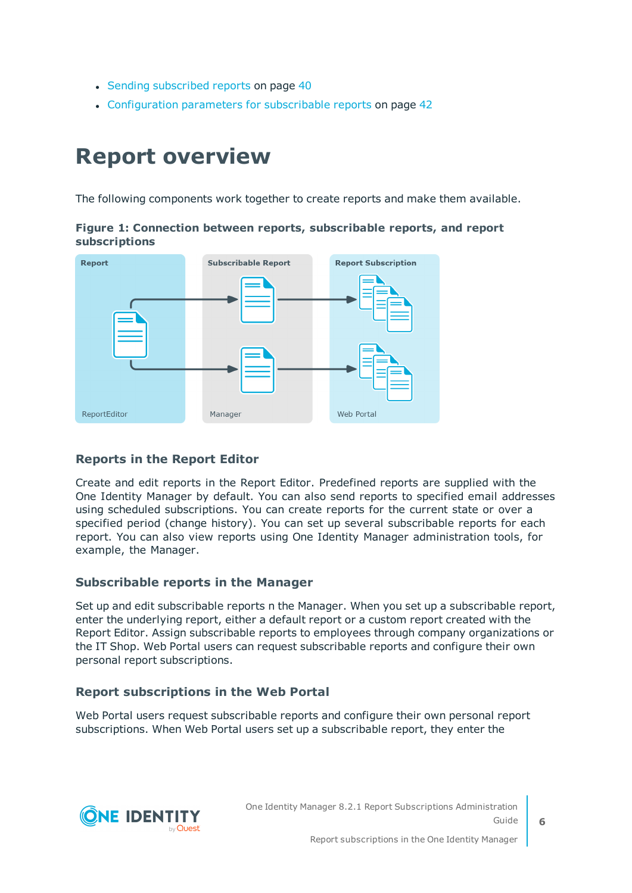- Sending subscribed reports on page 40
- Configuration parameters for subscribable reports on page 42

# Report overview

The following components work together to create reports and make them available.

**Figure 1: Connection between reports, subscribable reports, and report subscriptions**

## Reports in the Report Editor

Create and edit reports in the Report Editor. Predefined reports are supplied with the One Identity Manager by default. You can also send reports to specified email addresses using scheduled subscriptions. You can create reports for the current state or over a specified period (change history). You can set up several subscribable reports for each report. You can also view reports using One Identity Manager administration tools, for example, the Manager.

## Subscribable reports in the Manager

Set up and edit subscribable reports n the Manager. When you set up a subscribable report, enter the underlying report, either a default report or a custom report created with the Report Editor. Assign subscribable reports to employees through company organizations or the IT Shop. Web Portal users can request subscribable reports and configure their own personal report subscriptions.

## Report subscriptions in the Web Portal

Web Portal users request subscribable reports and configure their own personal report subscriptions. When Web Portal users set up a subscribable report, they enter the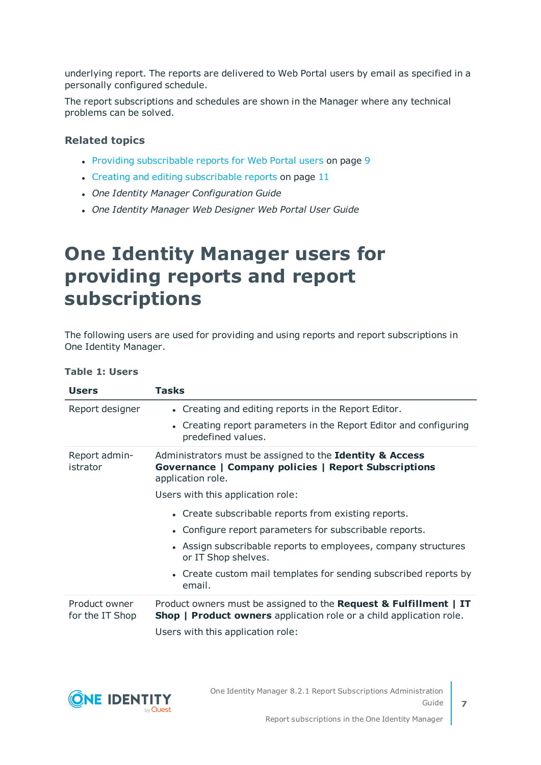underlying report. The reports are delivered to Web Portal users by email as specified in a personally configured schedule.

The report subscriptions and schedules are shown in the Manager where any technical problems can be solved.

### Related topics

- Providing subscribable reports for Web Portal users on page 9
- Creating and editing subscribable reports on page 11
- *One Identity Manager Configuration Guide*
- *One Identity Manager Web Designer Web Portal User Guide*

# One Identity Manager users for providing reports and report subscriptions

The following users are used for providing and using reports and report subscriptions in One Identity Manager.

**Table 1: Users**

| Users | Tasks |
|---|---|
| Report designer | • Creating and editing reports in the Report Editor.<br>• Creating report parameters in the Report Editor and configuring predefined values. |
| Report administrator | Administrators must be assigned to the **Identity & Access Governance \| Company policies \| Report Subscriptions** application role.<br>Users with this application role:<br>• Create subscribable reports from existing reports.<br>• Configure report parameters for subscribable reports.<br>• Assign subscribable reports to employees, company structures or IT Shop shelves.<br>• Create custom mail templates for sending subscribed reports by email. |
| Product owner for the IT Shop | Product owners must be assigned to the **Request & Fulfillment \| IT Shop \| Product owners** application role or a child application role.<br>Users with this application role: |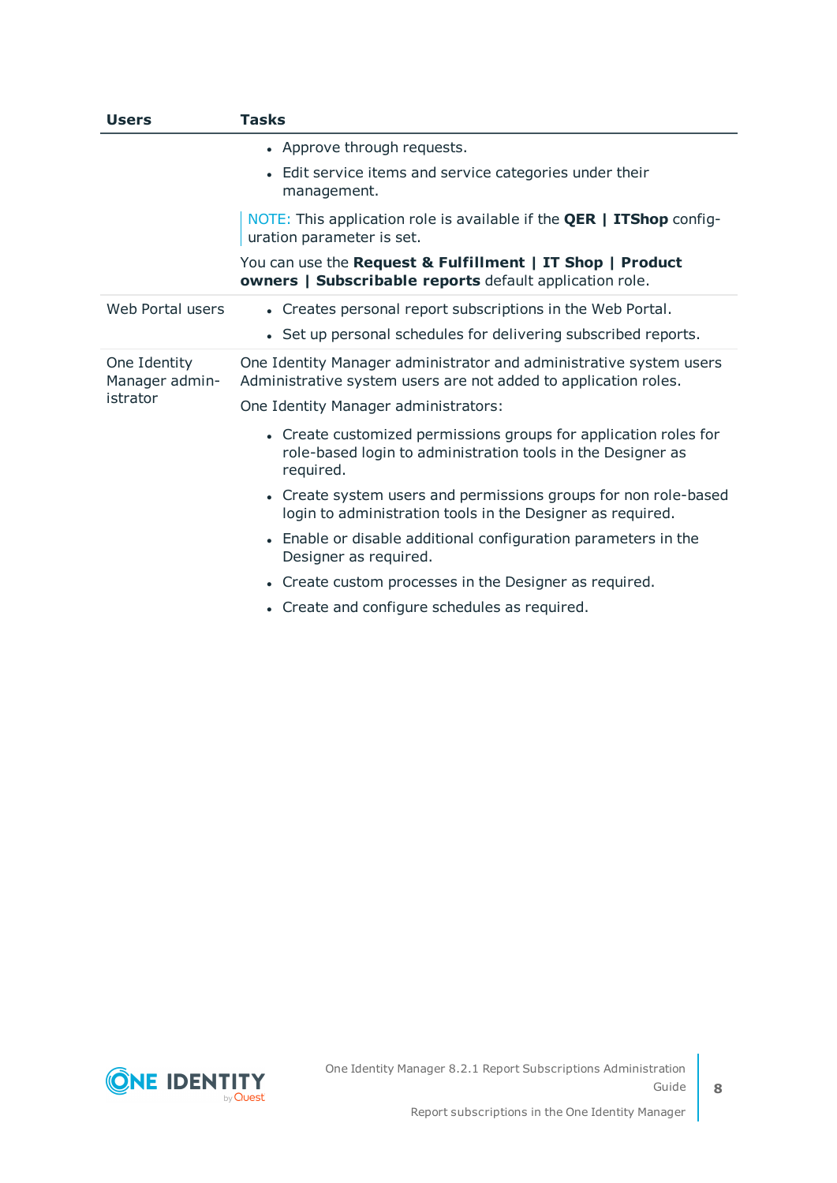| Users | Tasks |
|---|---|
| | <ul><li>Approve through requests.</li><li>Edit service items and service categories under their management.</li></ul>NOTE: This application role is available if the **QER \| ITShop** configuration parameter is set.<br><br>You can use the **Request & Fulfillment \| IT Shop \| Product owners \| Subscribable reports** default application role. |
| Web Portal users | <ul><li>Creates personal report subscriptions in the Web Portal.</li><li>Set up personal schedules for delivering subscribed reports.</li></ul> |
| One Identity Manager administrator | One Identity Manager administrator and administrative system users Administrative system users are not added to application roles.<br><br>One Identity Manager administrators:<ul><li>Create customized permissions groups for application roles for role-based login to administration tools in the Designer as required.</li><li>Create system users and permissions groups for non role-based login to administration tools in the Designer as required.</li><li>Enable or disable additional configuration parameters in the Designer as required.</li><li>Create custom processes in the Designer as required.</li><li>Create and configure schedules as required.</li></ul> |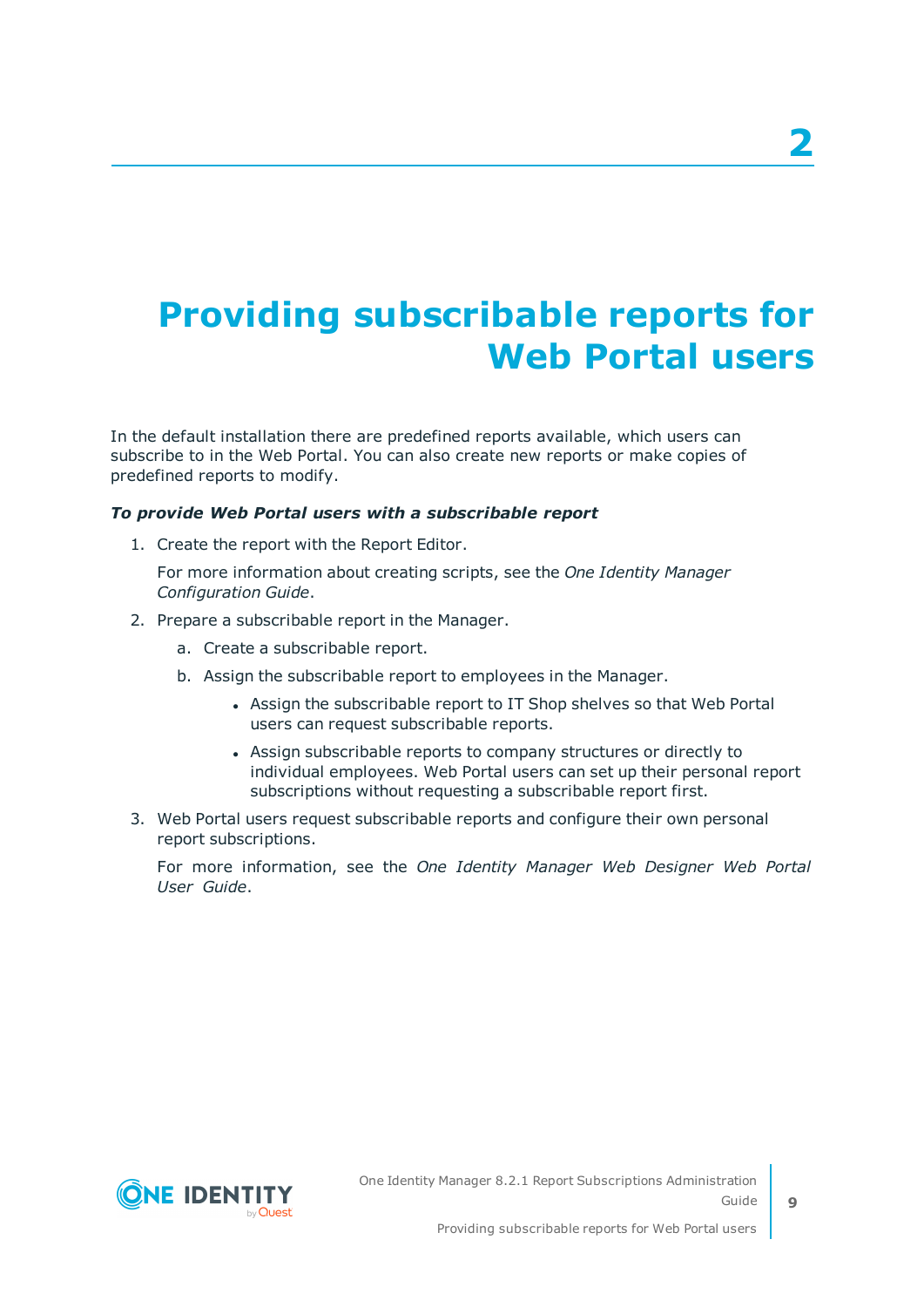# 2 Providing subscribable reports for Web Portal users

In the default installation there are predefined reports available, which users can subscribe to in the Web Portal. You can also create new reports or make copies of predefined reports to modify.

***To provide Web Portal users with a subscribable report***

1. Create the report with the Report Editor.

   For more information about creating scripts, see the *One Identity Manager Configuration Guide*.

2. Prepare a subscribable report in the Manager.

   a. Create a subscribable report.

   b. Assign the subscribable report to employees in the Manager.

      - Assign the subscribable report to IT Shop shelves so that Web Portal users can request subscribable reports.
      - Assign subscribable reports to company structures or directly to individual employees. Web Portal users can set up their personal report subscriptions without requesting a subscribable report first.

3. Web Portal users request subscribable reports and configure their own personal report subscriptions.

   For more information, see the *One Identity Manager Web Designer Web Portal User Guide*.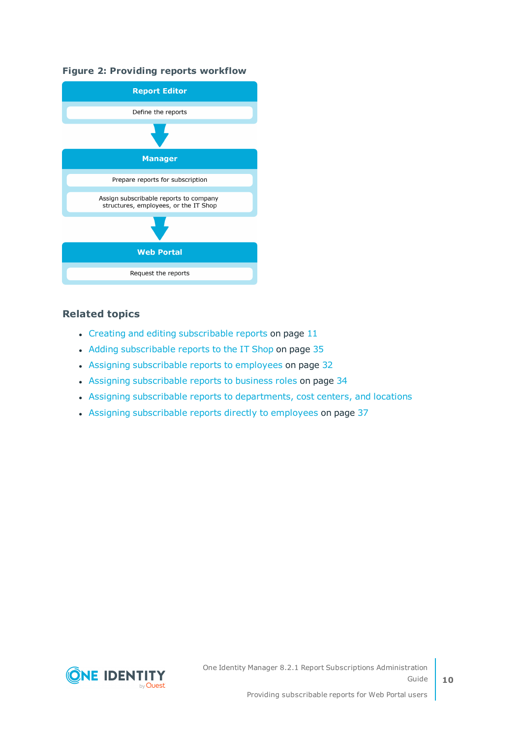**Figure 2: Providing reports workflow**

**Report Editor**

- Define the reports

**Manager**

- Prepare reports for subscription
- Assign subscribable reports to company structures, employees, or the IT Shop

**Web Portal**

- Request the reports

## Related topics

- Creating and editing subscribable reports on page 11
- Adding subscribable reports to the IT Shop on page 35
- Assigning subscribable reports to employees on page 32
- Assigning subscribable reports to business roles on page 34
- Assigning subscribable reports to departments, cost centers, and locations
- Assigning subscribable reports directly to employees on page 37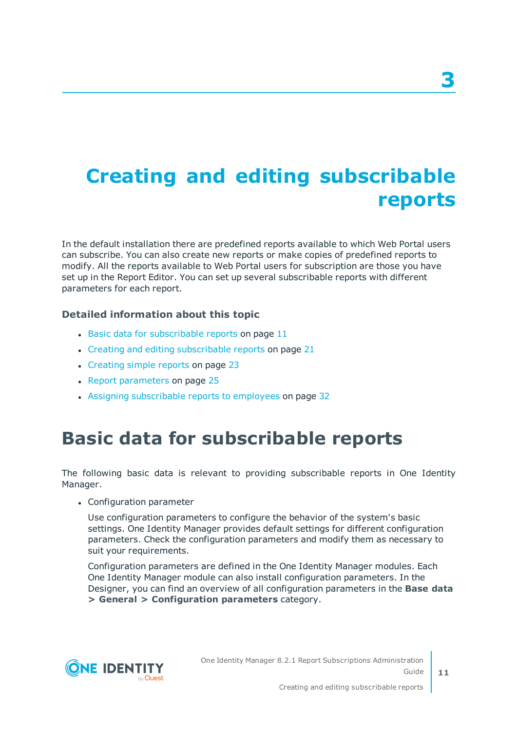# 3 Creating and editing subscribable reports

In the default installation there are predefined reports available to which Web Portal users can subscribe. You can also create new reports or make copies of predefined reports to modify. All the reports available to Web Portal users for subscription are those you have set up in the Report Editor. You can set up several subscribable reports with different parameters for each report.

### Detailed information about this topic

- Basic data for subscribable reports on page 11
- Creating and editing subscribable reports on page 21
- Creating simple reports on page 23
- Report parameters on page 25
- Assigning subscribable reports to employees on page 32

## Basic data for subscribable reports

The following basic data is relevant to providing subscribable reports in One Identity Manager.

- Configuration parameter

  Use configuration parameters to configure the behavior of the system's basic settings. One Identity Manager provides default settings for different configuration parameters. Check the configuration parameters and modify them as necessary to suit your requirements.

  Configuration parameters are defined in the One Identity Manager modules. Each One Identity Manager module can also install configuration parameters. In the Designer, you can find an overview of all configuration parameters in the **Base data > General > Configuration parameters** category.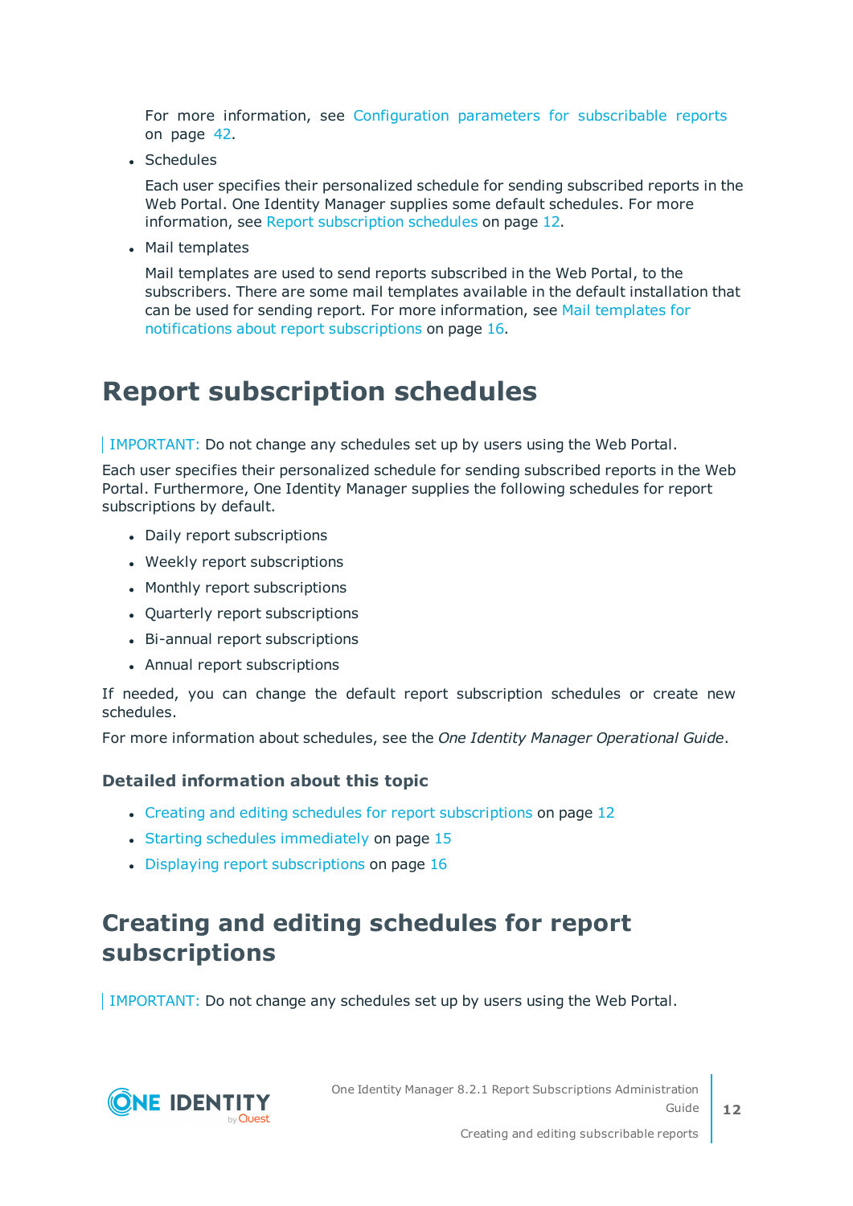For more information, see Configuration parameters for subscribable reports on page 42.

- Schedules

  Each user specifies their personalized schedule for sending subscribed reports in the Web Portal. One Identity Manager supplies some default schedules. For more information, see Report subscription schedules on page 12.

- Mail templates

  Mail templates are used to send reports subscribed in the Web Portal, to the subscribers. There are some mail templates available in the default installation that can be used for sending report. For more information, see Mail templates for notifications about report subscriptions on page 16.

# Report subscription schedules

> IMPORTANT: Do not change any schedules set up by users using the Web Portal.

Each user specifies their personalized schedule for sending subscribed reports in the Web Portal. Furthermore, One Identity Manager supplies the following schedules for report subscriptions by default.

- Daily report subscriptions
- Weekly report subscriptions
- Monthly report subscriptions
- Quarterly report subscriptions
- Bi-annual report subscriptions
- Annual report subscriptions

If needed, you can change the default report subscription schedules or create new schedules.

For more information about schedules, see the *One Identity Manager Operational Guide*.

### Detailed information about this topic

- Creating and editing schedules for report subscriptions on page 12
- Starting schedules immediately on page 15
- Displaying report subscriptions on page 16

# Creating and editing schedules for report subscriptions

> IMPORTANT: Do not change any schedules set up by users using the Web Portal.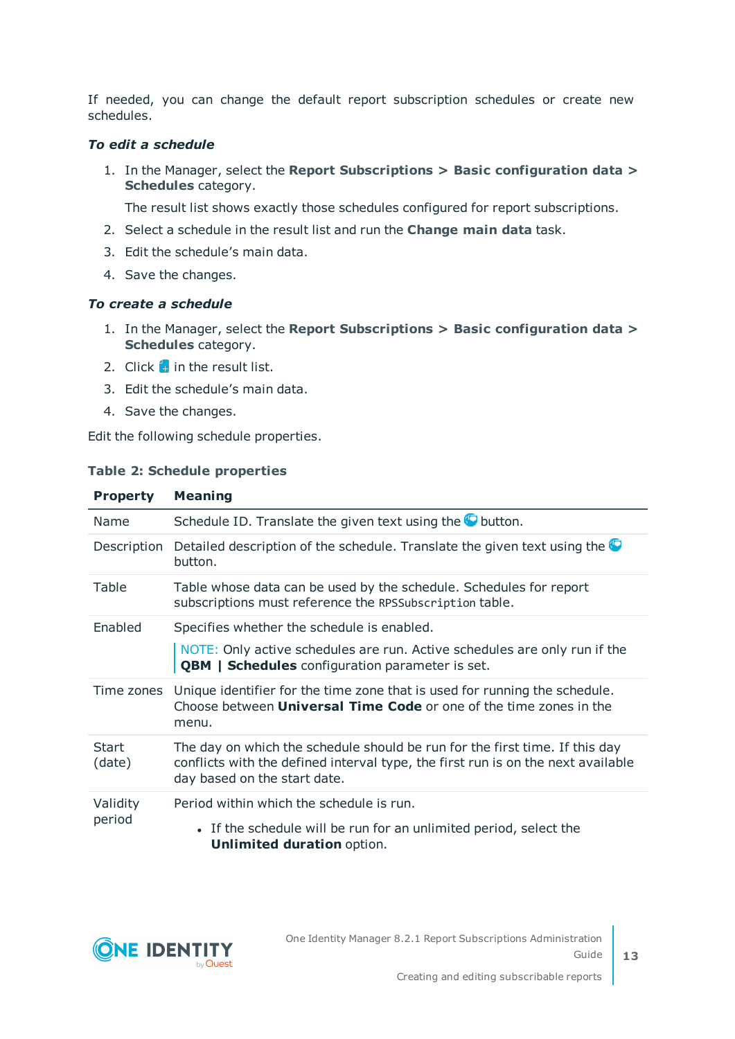If needed, you can change the default report subscription schedules or create new schedules.

***To edit a schedule***

1. In the Manager, select the **Report Subscriptions > Basic configuration data > Schedules** category.

   The result list shows exactly those schedules configured for report subscriptions.
2. Select a schedule in the result list and run the **Change main data** task.
3. Edit the schedule's main data.
4. Save the changes.

***To create a schedule***

1. In the Manager, select the **Report Subscriptions > Basic configuration data > Schedules** category.
2. Click in the result list.
3. Edit the schedule's main data.
4. Save the changes.

Edit the following schedule properties.

**Table 2: Schedule properties**

| Property | Meaning |
|---|---|
| Name | Schedule ID. Translate the given text using the button. |
| Description | Detailed description of the schedule. Translate the given text using the button. |
| Table | Table whose data can be used by the schedule. Schedules for report subscriptions must reference the `RPSSubscription` table. |
| Enabled | Specifies whether the schedule is enabled.<br>NOTE: Only active schedules are run. Active schedules are only run if the **QBM \| Schedules** configuration parameter is set. |
| Time zones | Unique identifier for the time zone that is used for running the schedule. Choose between **Universal Time Code** or one of the time zones in the menu. |
| Start (date) | The day on which the schedule should be run for the first time. If this day conflicts with the defined interval type, the first run is on the next available day based on the start date. |
| Validity period | Period within which the schedule is run.<br>• If the schedule will be run for an unlimited period, select the **Unlimited duration** option. |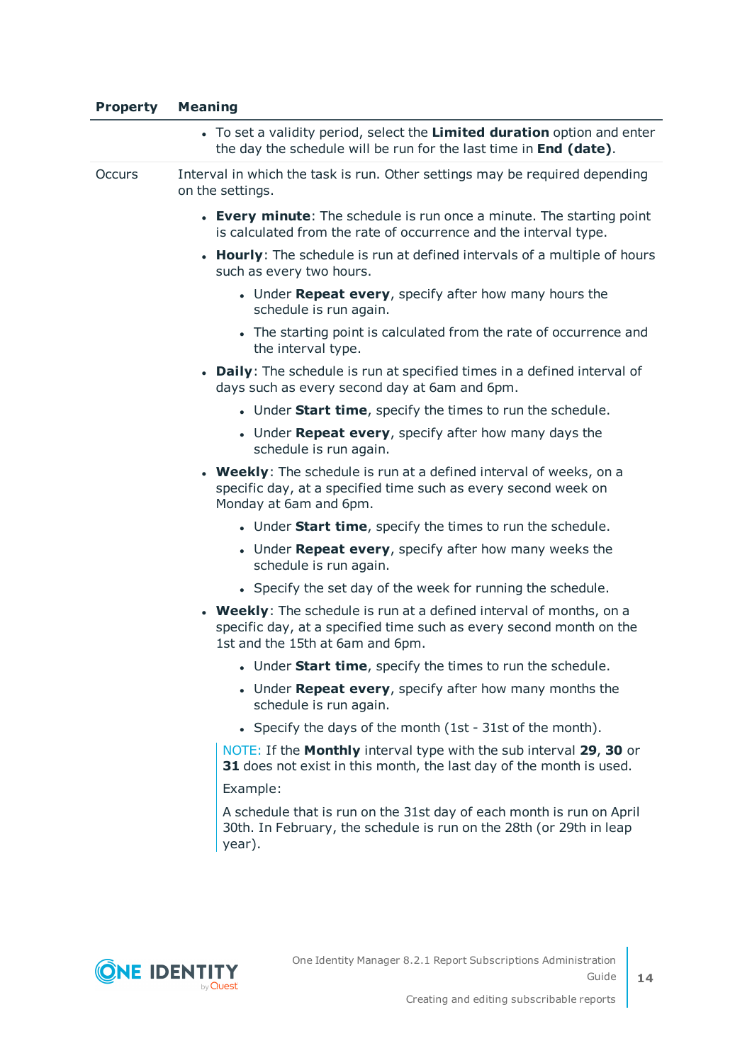| Property | Meaning |
|---|---|
| | • To set a validity period, select the **Limited duration** option and enter the day the schedule will be run for the last time in **End (date)**. |
| Occurs | Interval in which the task is run. Other settings may be required depending on the settings.<br><br>• **Every minute**: The schedule is run once a minute. The starting point is calculated from the rate of occurrence and the interval type.<br>• **Hourly**: The schedule is run at defined intervals of a multiple of hours such as every two hours.<br>&nbsp;&nbsp;&nbsp;&nbsp;• Under **Repeat every**, specify after how many hours the schedule is run again.<br>&nbsp;&nbsp;&nbsp;&nbsp;• The starting point is calculated from the rate of occurrence and the interval type.<br>• **Daily**: The schedule is run at specified times in a defined interval of days such as every second day at 6am and 6pm.<br>&nbsp;&nbsp;&nbsp;&nbsp;• Under **Start time**, specify the times to run the schedule.<br>&nbsp;&nbsp;&nbsp;&nbsp;• Under **Repeat every**, specify after how many days the schedule is run again.<br>• **Weekly**: The schedule is run at a defined interval of weeks, on a specific day, at a specified time such as every second week on Monday at 6am and 6pm.<br>&nbsp;&nbsp;&nbsp;&nbsp;• Under **Start time**, specify the times to run the schedule.<br>&nbsp;&nbsp;&nbsp;&nbsp;• Under **Repeat every**, specify after how many weeks the schedule is run again.<br>&nbsp;&nbsp;&nbsp;&nbsp;• Specify the set day of the week for running the schedule.<br>• **Weekly**: The schedule is run at a defined interval of months, on a specific day, at a specified time such as every second month on the 1st and the 15th at 6am and 6pm.<br>&nbsp;&nbsp;&nbsp;&nbsp;• Under **Start time**, specify the times to run the schedule.<br>&nbsp;&nbsp;&nbsp;&nbsp;• Under **Repeat every**, specify after how many months the schedule is run again.<br>&nbsp;&nbsp;&nbsp;&nbsp;• Specify the days of the month (1st - 31st of the month).<br><br>NOTE: If the **Monthly** interval type with the sub interval **29**, **30** or **31** does not exist in this month, the last day of the month is used.<br><br>Example:<br><br>A schedule that is run on the 31st day of each month is run on April 30th. In February, the schedule is run on the 28th (or 29th in leap year). |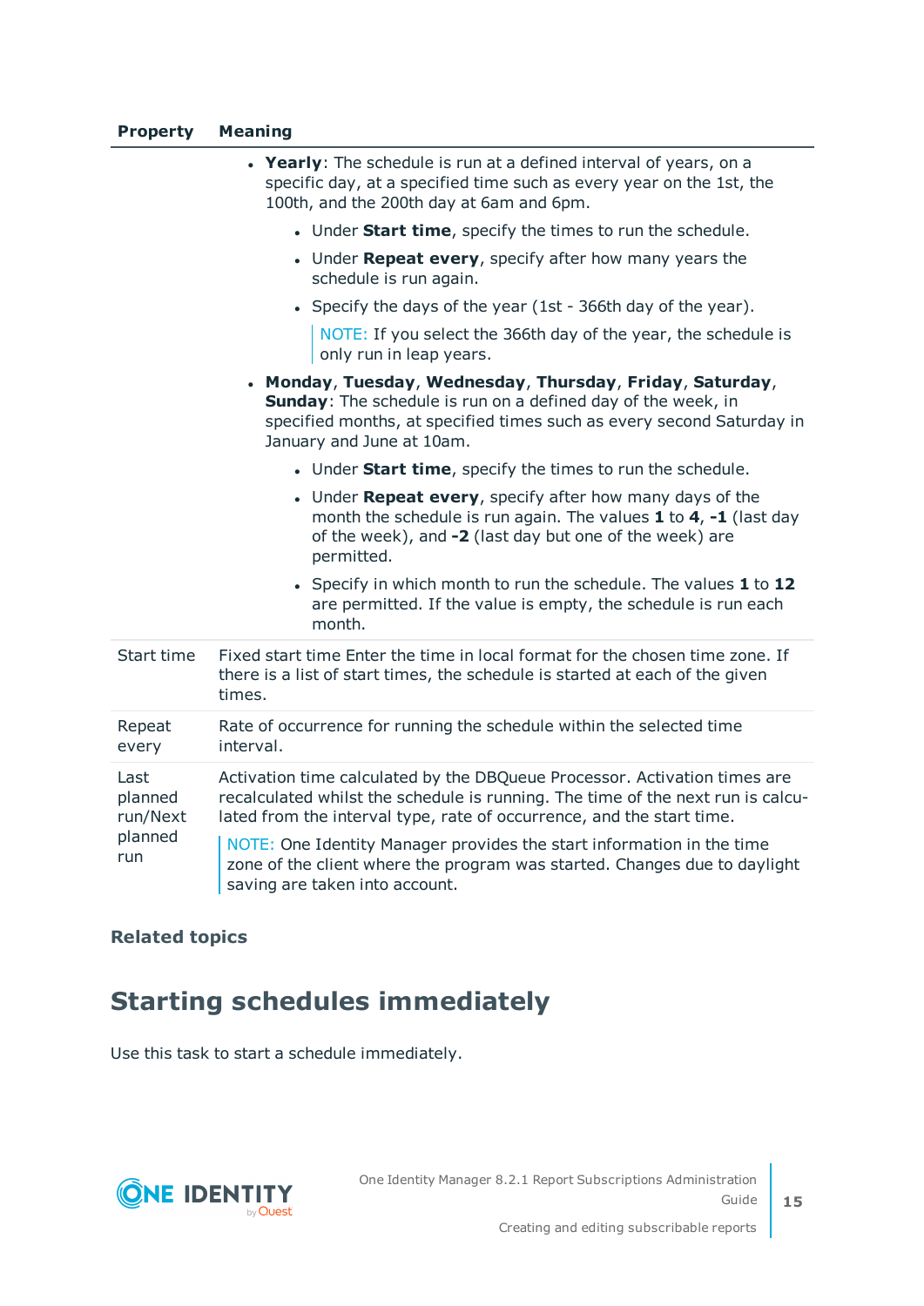| Property | Meaning |
|---|---|
| | • **Yearly**: The schedule is run at a defined interval of years, on a specific day, at a specified time such as every year on the 1st, the 100th, and the 200th day at 6am and 6pm.<br>  • Under **Start time**, specify the times to run the schedule.<br>  • Under **Repeat every**, specify after how many years the schedule is run again.<br>  • Specify the days of the year (1st - 366th day of the year).<br>  NOTE: If you select the 366th day of the year, the schedule is only run in leap years.<br>• **Monday**, **Tuesday**, **Wednesday**, **Thursday**, **Friday**, **Saturday**, **Sunday**: The schedule is run on a defined day of the week, in specified months, at specified times such as every second Saturday in January and June at 10am.<br>  • Under **Start time**, specify the times to run the schedule.<br>  • Under **Repeat every**, specify after how many days of the month the schedule is run again. The values **1** to **4**, **-1** (last day of the week), and **-2** (last day but one of the week) are permitted.<br>  • Specify in which month to run the schedule. The values **1** to **12** are permitted. If the value is empty, the schedule is run each month. |
| Start time | Fixed start time Enter the time in local format for the chosen time zone. If there is a list of start times, the schedule is started at each of the given times. |
| Repeat every | Rate of occurrence for running the schedule within the selected time interval. |
| Last planned run/Next planned run | Activation time calculated by the DBQueue Processor. Activation times are recalculated whilst the schedule is running. The time of the next run is calculated from the interval type, rate of occurrence, and the start time.<br>NOTE: One Identity Manager provides the start information in the time zone of the client where the program was started. Changes due to daylight saving are taken into account. |

**Related topics**

## Starting schedules immediately

Use this task to start a schedule immediately.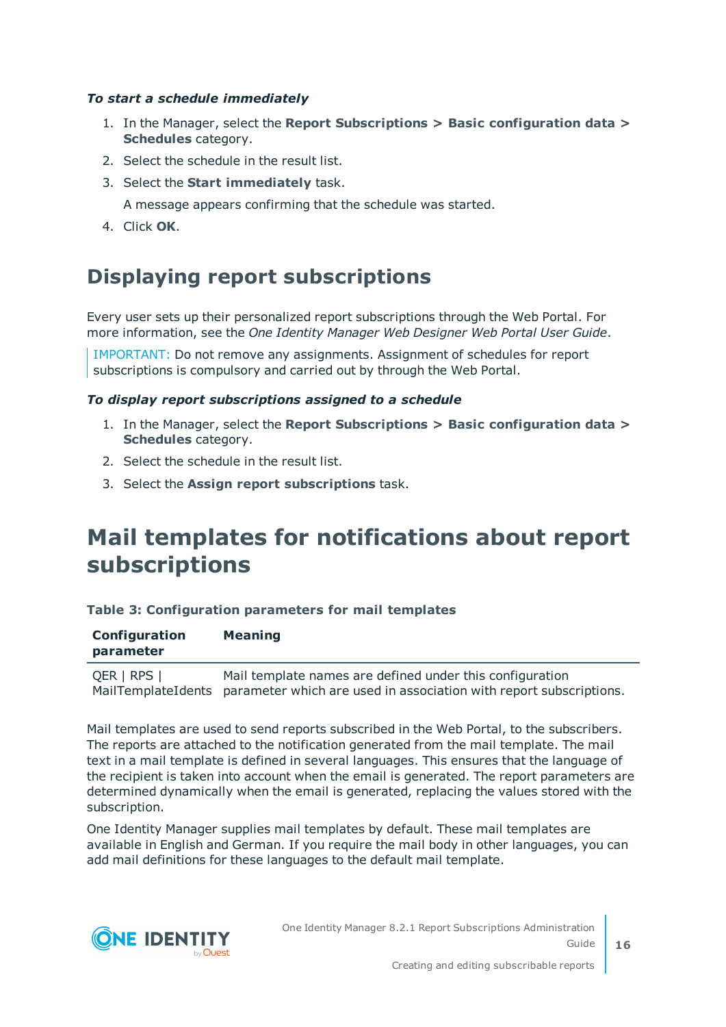***To start a schedule immediately***

1. In the Manager, select the **Report Subscriptions > Basic configuration data > Schedules** category.
2. Select the schedule in the result list.
3. Select the **Start immediately** task.

   A message appears confirming that the schedule was started.
4. Click **OK**.

## Displaying report subscriptions

Every user sets up their personalized report subscriptions through the Web Portal. For more information, see the *One Identity Manager Web Designer Web Portal User Guide*.

IMPORTANT: Do not remove any assignments. Assignment of schedules for report subscriptions is compulsory and carried out by through the Web Portal.

***To display report subscriptions assigned to a schedule***

1. In the Manager, select the **Report Subscriptions > Basic configuration data > Schedules** category.
2. Select the schedule in the result list.
3. Select the **Assign report subscriptions** task.

# Mail templates for notifications about report subscriptions

**Table 3: Configuration parameters for mail templates**

| Configuration parameter | Meaning |
|---|---|
| QER \| RPS \| MailTemplateIdents | Mail template names are defined under this configuration parameter which are used in association with report subscriptions. |

Mail templates are used to send reports subscribed in the Web Portal, to the subscribers. The reports are attached to the notification generated from the mail template. The mail text in a mail template is defined in several languages. This ensures that the language of the recipient is taken into account when the email is generated. The report parameters are determined dynamically when the email is generated, replacing the values stored with the subscription.

One Identity Manager supplies mail templates by default. These mail templates are available in English and German. If you require the mail body in other languages, you can add mail definitions for these languages to the default mail template.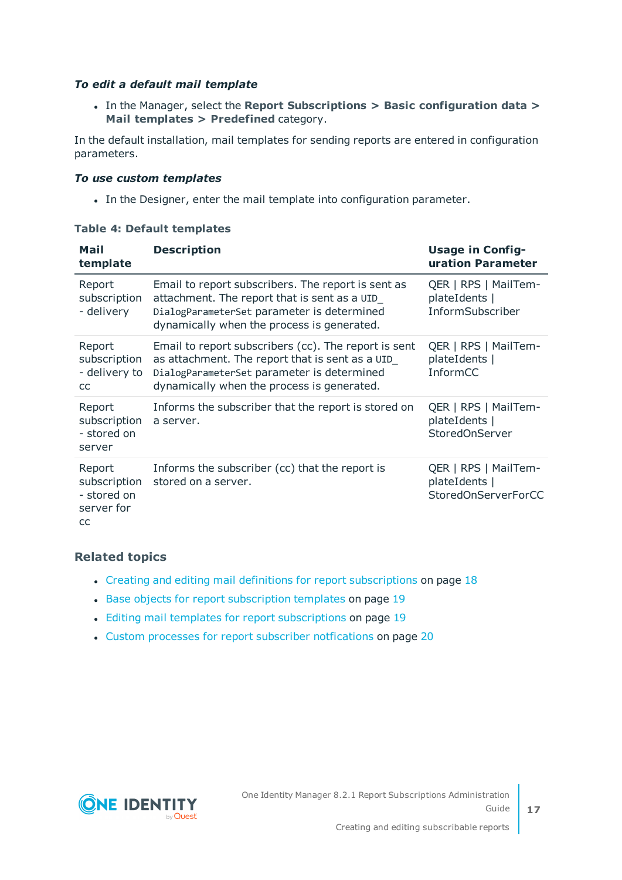***To edit a default mail template***

- In the Manager, select the **Report Subscriptions > Basic configuration data > Mail templates > Predefined** category.

In the default installation, mail templates for sending reports are entered in configuration parameters.

***To use custom templates***

- In the Designer, enter the mail template into configuration parameter.

**Table 4: Default templates**

| Mail template | Description | Usage in Configuration Parameter |
|---|---|---|
| Report subscription - delivery | Email to report subscribers. The report is sent as attachment. The report that is sent as a `UID_DialogParameterSet` parameter is determined dynamically when the process is generated. | QER \| RPS \| MailTemplateIdents \| InformSubscriber |
| Report subscription - delivery to cc | Email to report subscribers (cc). The report is sent as attachment. The report that is sent as a `UID_DialogParameterSet` parameter is determined dynamically when the process is generated. | QER \| RPS \| MailTemplateIdents \| InformCC |
| Report subscription - stored on server | Informs the subscriber that the report is stored on a server. | QER \| RPS \| MailTemplateIdents \| StoredOnServer |
| Report subscription - stored on server for cc | Informs the subscriber (cc) that the report is stored on a server. | QER \| RPS \| MailTemplateIdents \| StoredOnServerForCC |

### Related topics

- Creating and editing mail definitions for report subscriptions on page 18
- Base objects for report subscription templates on page 19
- Editing mail templates for report subscriptions on page 19
- Custom processes for report subscriber notfications on page 20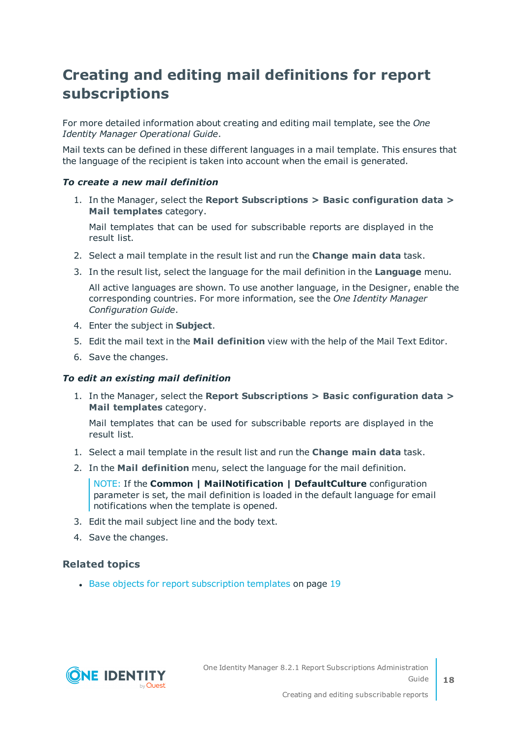# Creating and editing mail definitions for report subscriptions

For more detailed information about creating and editing mail template, see the *One Identity Manager Operational Guide*.

Mail texts can be defined in these different languages in a mail template. This ensures that the language of the recipient is taken into account when the email is generated.

***To create a new mail definition***

1. In the Manager, select the **Report Subscriptions > Basic configuration data > Mail templates** category.

   Mail templates that can be used for subscribable reports are displayed in the result list.

2. Select a mail template in the result list and run the **Change main data** task.
3. In the result list, select the language for the mail definition in the **Language** menu.

   All active languages are shown. To use another language, in the Designer, enable the corresponding countries. For more information, see the *One Identity Manager Configuration Guide*.

4. Enter the subject in **Subject**.
5. Edit the mail text in the **Mail definition** view with the help of the Mail Text Editor.
6. Save the changes.

***To edit an existing mail definition***

1. In the Manager, select the **Report Subscriptions > Basic configuration data > Mail templates** category.

   Mail templates that can be used for subscribable reports are displayed in the result list.

1. Select a mail template in the result list and run the **Change main data** task.
2. In the **Mail definition** menu, select the language for the mail definition.

   > NOTE: If the **Common | MailNotification | DefaultCulture** configuration parameter is set, the mail definition is loaded in the default language for email notifications when the template is opened.

3. Edit the mail subject line and the body text.
4. Save the changes.

### Related topics

- Base objects for report subscription templates on page 19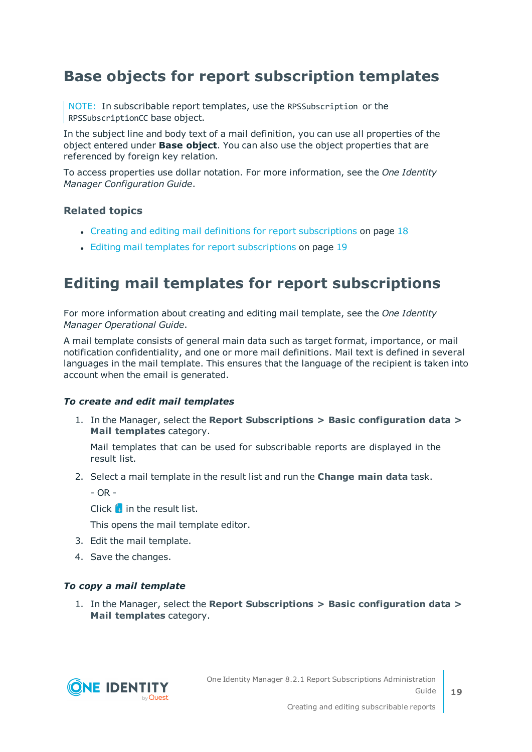## Base objects for report subscription templates

> NOTE: In subscribable report templates, use the `RPSSubscription` or the `RPSSubscriptionCC` base object.

In the subject line and body text of a mail definition, you can use all properties of the object entered under **Base object**. You can also use the object properties that are referenced by foreign key relation.

To access properties use dollar notation. For more information, see the *One Identity Manager Configuration Guide*.

### Related topics

- Creating and editing mail definitions for report subscriptions on page 18
- Editing mail templates for report subscriptions on page 19

## Editing mail templates for report subscriptions

For more information about creating and editing mail template, see the *One Identity Manager Operational Guide*.

A mail template consists of general main data such as target format, importance, or mail notification confidentiality, and one or more mail definitions. Mail text is defined in several languages in the mail template. This ensures that the language of the recipient is taken into account when the email is generated.

***To create and edit mail templates***

1. In the Manager, select the **Report Subscriptions > Basic configuration data > Mail templates** category.

   Mail templates that can be used for subscribable reports are displayed in the result list.

2. Select a mail template in the result list and run the **Change main data** task.

   - OR -

   Click in the result list.

   This opens the mail template editor.

3. Edit the mail template.
4. Save the changes.

***To copy a mail template***

1. In the Manager, select the **Report Subscriptions > Basic configuration data > Mail templates** category.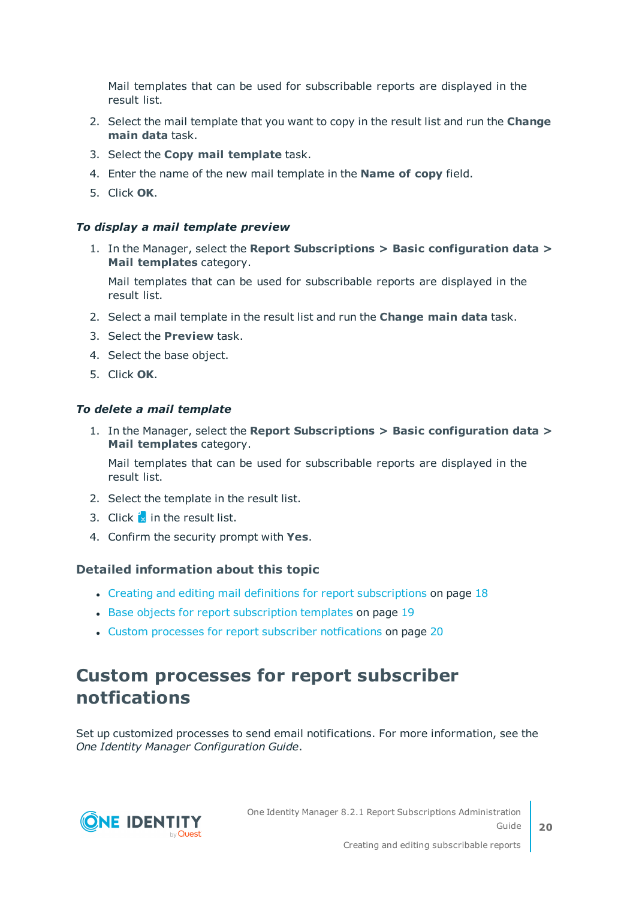Mail templates that can be used for subscribable reports are displayed in the result list.

2. Select the mail template that you want to copy in the result list and run the **Change main data** task.
3. Select the **Copy mail template** task.
4. Enter the name of the new mail template in the **Name of copy** field.
5. Click **OK**.

***To display a mail template preview***

1. In the Manager, select the **Report Subscriptions > Basic configuration data > Mail templates** category.

   Mail templates that can be used for subscribable reports are displayed in the result list.

2. Select a mail template in the result list and run the **Change main data** task.
3. Select the **Preview** task.
4. Select the base object.
5. Click **OK**.

***To delete a mail template***

1. In the Manager, select the **Report Subscriptions > Basic configuration data > Mail templates** category.

   Mail templates that can be used for subscribable reports are displayed in the result list.

2. Select the template in the result list.
3. Click in the result list.
4. Confirm the security prompt with **Yes**.

### Detailed information about this topic

- Creating and editing mail definitions for report subscriptions on page 18
- Base objects for report subscription templates on page 19
- Custom processes for report subscriber notfications on page 20

## Custom processes for report subscriber notfications

Set up customized processes to send email notifications. For more information, see the *One Identity Manager Configuration Guide*.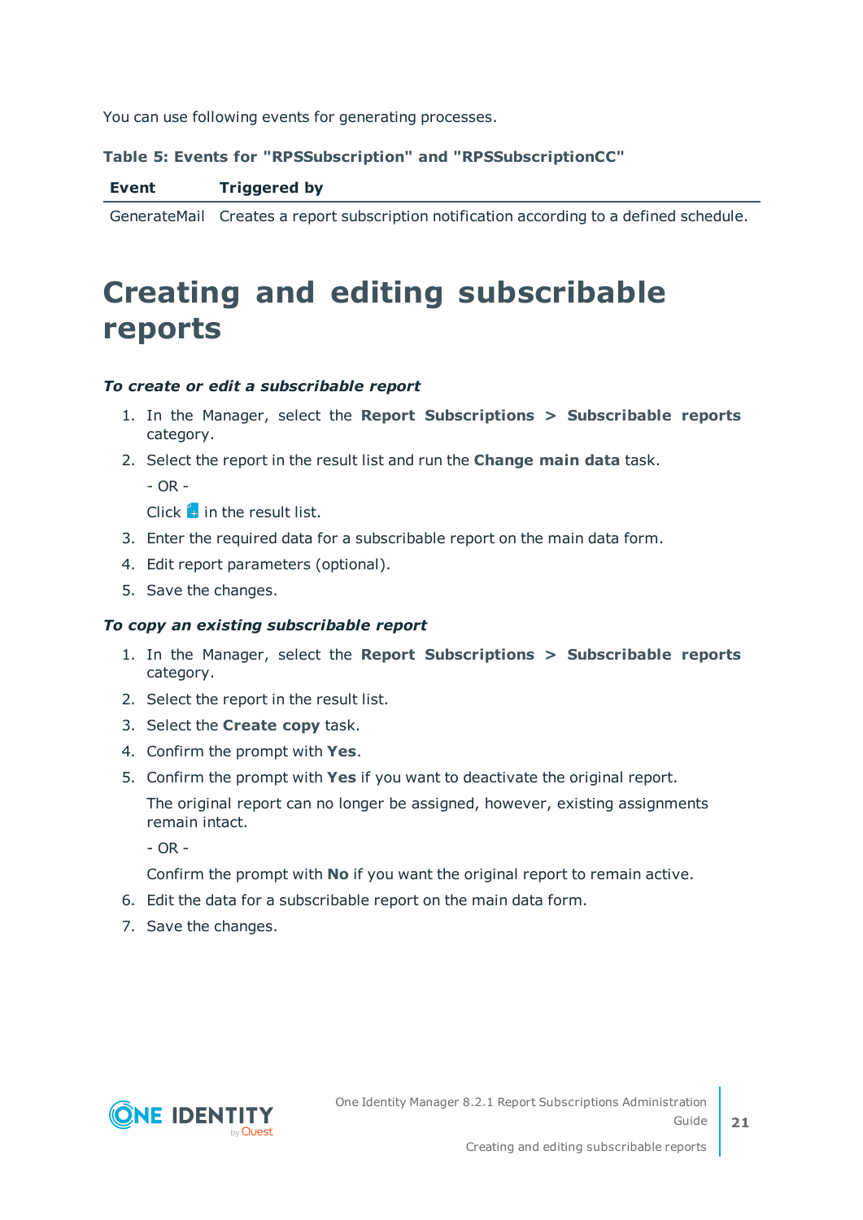You can use following events for generating processes.

**Table 5: Events for "RPSSubscription" and "RPSSubscriptionCC"**

| Event | Triggered by |
| --- | --- |
| GenerateMail | Creates a report subscription notification according to a defined schedule. |

# Creating and editing subscribable reports

***To create or edit a subscribable report***

1. In the Manager, select the **Report Subscriptions > Subscribable reports** category.
2. Select the report in the result list and run the **Change main data** task.

   \- OR -

   Click  in the result list.
3. Enter the required data for a subscribable report on the main data form.
4. Edit report parameters (optional).
5. Save the changes.

***To copy an existing subscribable report***

1. In the Manager, select the **Report Subscriptions > Subscribable reports** category.
2. Select the report in the result list.
3. Select the **Create copy** task.
4. Confirm the prompt with **Yes**.
5. Confirm the prompt with **Yes** if you want to deactivate the original report.

   The original report can no longer be assigned, however, existing assignments remain intact.

   \- OR -

   Confirm the prompt with **No** if you want the original report to remain active.
6. Edit the data for a subscribable report on the main data form.
7. Save the changes.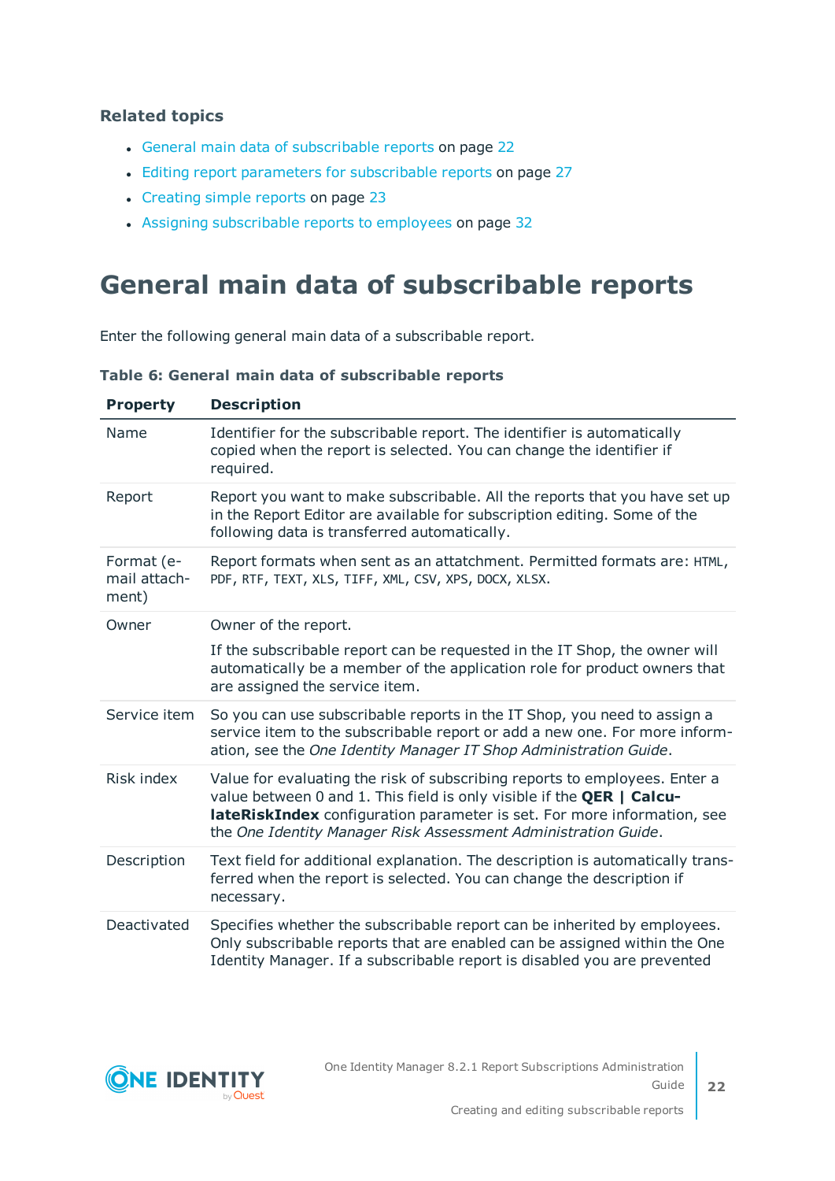**Related topics**

- General main data of subscribable reports on page 22
- Editing report parameters for subscribable reports on page 27
- Creating simple reports on page 23
- Assigning subscribable reports to employees on page 32

# General main data of subscribable reports

Enter the following general main data of a subscribable report.

**Table 6: General main data of subscribable reports**

| Property | Description |
|---|---|
| Name | Identifier for the subscribable report. The identifier is automatically copied when the report is selected. You can change the identifier if required. |
| Report | Report you want to make subscribable. All the reports that you have set up in the Report Editor are available for subscription editing. Some of the following data is transferred automatically. |
| Format (e-mail attachment) | Report formats when sent as an attatchment. Permitted formats are: HTML, PDF, RTF, TEXT, XLS, TIFF, XML, CSV, XPS, DOCX, XLSX. |
| Owner | Owner of the report.<br><br>If the subscribable report can be requested in the IT Shop, the owner will automatically be a member of the application role for product owners that are assigned the service item. |
| Service item | So you can use subscribable reports in the IT Shop, you need to assign a service item to the subscribable report or add a new one. For more information, see the *One Identity Manager IT Shop Administration Guide*. |
| Risk index | Value for evaluating the risk of subscribing reports to employees. Enter a value between 0 and 1. This field is only visible if the **QER \| CalculateRiskIndex** configuration parameter is set. For more information, see the *One Identity Manager Risk Assessment Administration Guide*. |
| Description | Text field for additional explanation. The description is automatically transferred when the report is selected. You can change the description if necessary. |
| Deactivated | Specifies whether the subscribable report can be inherited by employees. Only subscribable reports that are enabled can be assigned within the One Identity Manager. If a subscribable report is disabled you are prevented |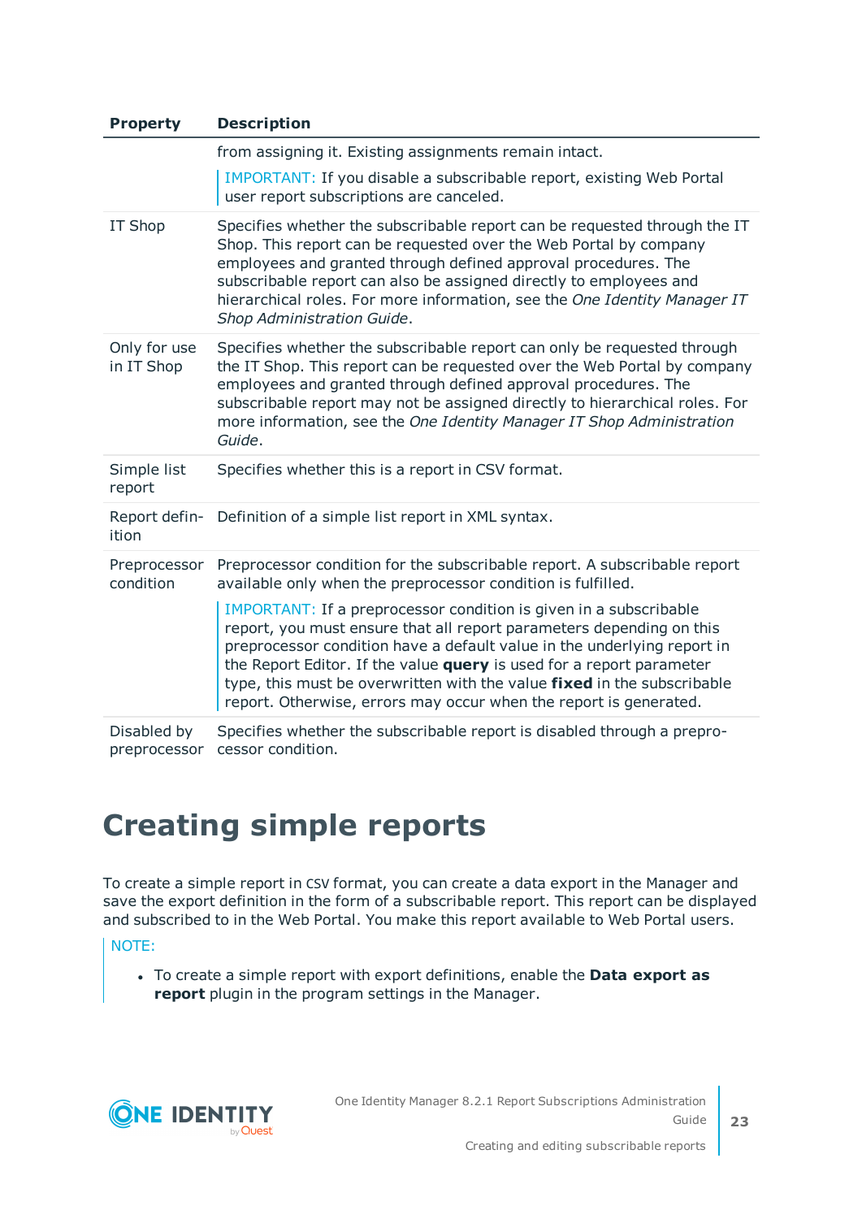| Property | Description |
|---|---|
| | from assigning it. Existing assignments remain intact. IMPORTANT: If you disable a subscribable report, existing Web Portal user report subscriptions are canceled. |
| IT Shop | Specifies whether the subscribable report can be requested through the IT Shop. This report can be requested over the Web Portal by company employees and granted through defined approval procedures. The subscribable report can also be assigned directly to employees and hierarchical roles. For more information, see the *One Identity Manager IT Shop Administration Guide*. |
| Only for use in IT Shop | Specifies whether the subscribable report can only be requested through the IT Shop. This report can be requested over the Web Portal by company employees and granted through defined approval procedures. The subscribable report may not be assigned directly to hierarchical roles. For more information, see the *One Identity Manager IT Shop Administration Guide*. |
| Simple list report | Specifies whether this is a report in CSV format. |
| Report definition | Definition of a simple list report in XML syntax. |
| Preprocessor condition | Preprocessor condition for the subscribable report. A subscribable report available only when the preprocessor condition is fulfilled. IMPORTANT: If a preprocessor condition is given in a subscribable report, you must ensure that all report parameters depending on this preprocessor condition have a default value in the underlying report in the Report Editor. If the value **query** is used for a report parameter type, this must be overwritten with the value **fixed** in the subscribable report. Otherwise, errors may occur when the report is generated. |
| Disabled by preprocessor | Specifies whether the subscribable report is disabled through a preprocessor condition. |

# Creating simple reports

To create a simple report in CSV format, you can create a data export in the Manager and save the export definition in the form of a subscribable report. This report can be displayed and subscribed to in the Web Portal. You make this report available to Web Portal users.

NOTE:

- To create a simple report with export definitions, enable the **Data export as report** plugin in the program settings in the Manager.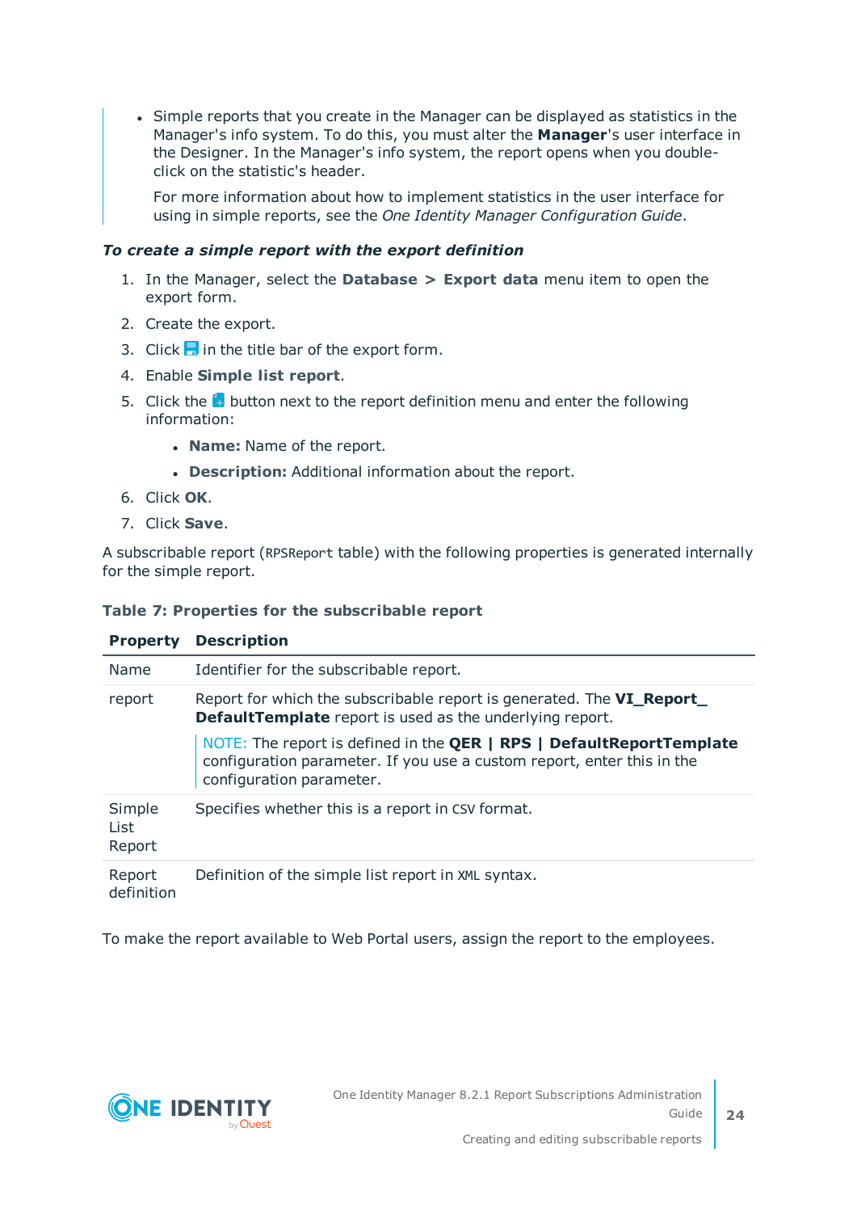- Simple reports that you create in the Manager can be displayed as statistics in the Manager's info system. To do this, you must alter the **Manager**'s user interface in the Designer. In the Manager's info system, the report opens when you double-click on the statistic's header.

  For more information about how to implement statistics in the user interface for using in simple reports, see the *One Identity Manager Configuration Guide*.

***To create a simple report with the export definition***

1. In the Manager, select the **Database > Export data** menu item to open the export form.
2. Create the export.
3. Click in the title bar of the export form.
4. Enable **Simple list report**.
5. Click the button next to the report definition menu and enter the following information:
   - **Name:** Name of the report.
   - **Description:** Additional information about the report.
6. Click **OK**.
7. Click **Save**.

A subscribable report (`RPSReport` table) with the following properties is generated internally for the simple report.

**Table 7: Properties for the subscribable report**

| Property | Description |
|---|---|
| Name | Identifier for the subscribable report. |
| report | Report for which the subscribable report is generated. The **VI_Report_DefaultTemplate** report is used as the underlying report.<br><br>NOTE: The report is defined in the **QER \| RPS \| DefaultReportTemplate** configuration parameter. If you use a custom report, enter this in the configuration parameter. |
| Simple List Report | Specifies whether this is a report in `CSV` format. |
| Report definition | Definition of the simple list report in `XML` syntax. |

To make the report available to Web Portal users, assign the report to the employees.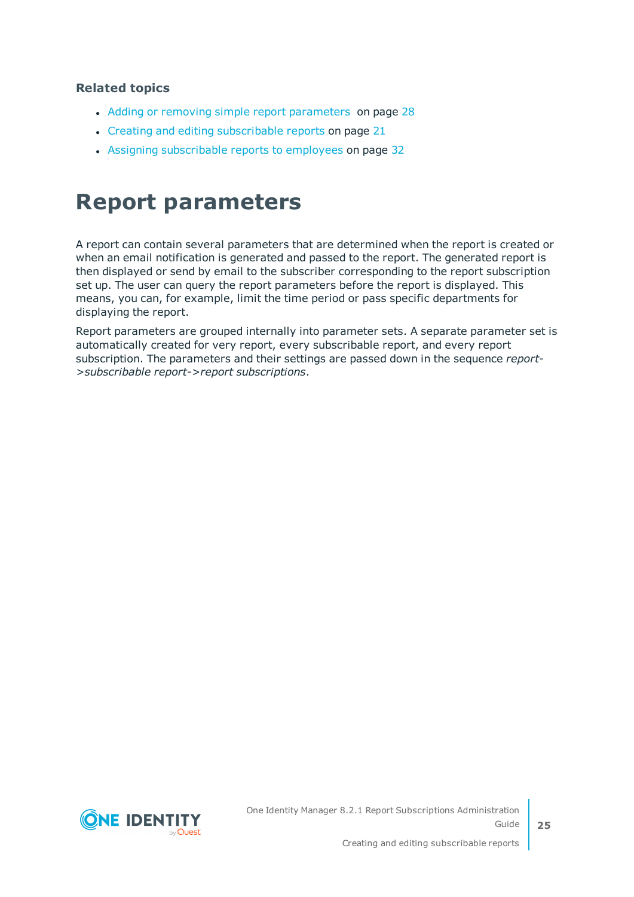**Related topics**

- Adding or removing simple report parameters on page 28
- Creating and editing subscribable reports on page 21
- Assigning subscribable reports to employees on page 32

# Report parameters

A report can contain several parameters that are determined when the report is created or when an email notification is generated and passed to the report. The generated report is then displayed or send by email to the subscriber corresponding to the report subscription set up. The user can query the report parameters before the report is displayed. This means, you can, for example, limit the time period or pass specific departments for displaying the report.

Report parameters are grouped internally into parameter sets. A separate parameter set is automatically created for very report, every subscribable report, and every report subscription. The parameters and their settings are passed down in the sequence *report->subscribable report->report subscriptions*.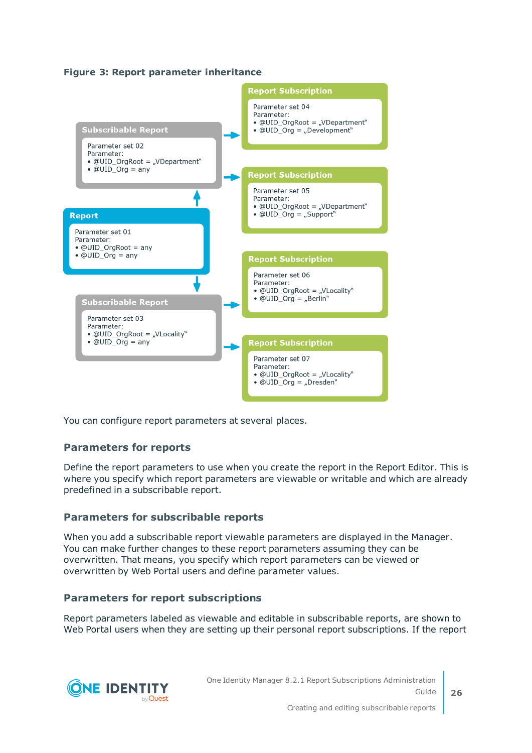**Figure 3: Report parameter inheritance**

**Report Subscription**

Parameter set 04
Parameter:
- @UID_OrgRoot = „VDepartment"
- @UID_Org = „Development"

**Subscribable Report**

Parameter set 02
Parameter:
- @UID_OrgRoot = „VDepartment"
- @UID_Org = any

**Report Subscription**

Parameter set 05
Parameter:
- @UID_OrgRoot = „VDepartment"
- @UID_Org = „Support"

**Report**

Parameter set 01
Parameter:
- @UID_OrgRoot = any
- @UID_Org = any

**Report Subscription**

Parameter set 06
Parameter:
- @UID_OrgRoot = „VLocality"
- @UID_Org = „Berlin"

**Subscribable Report**

Parameter set 03
Parameter:
- @UID_OrgRoot = „VLocality"
- @UID_Org = any

**Report Subscription**

Parameter set 07
Parameter:
- @UID_OrgRoot = „VLocality"
- @UID_Org = „Dresden"

You can configure report parameters at several places.

### Parameters for reports

Define the report parameters to use when you create the report in the Report Editor. This is where you specify which report parameters are viewable or writable and which are already predefined in a subscribable report.

### Parameters for subscribable reports

When you add a subscribable report viewable parameters are displayed in the Manager. You can make further changes to these report parameters assuming they can be overwritten. That means, you specify which report parameters can be viewed or overwritten by Web Portal users and define parameter values.

### Parameters for report subscriptions

Report parameters labeled as viewable and editable in subscribable reports, are shown to Web Portal users when they are setting up their personal report subscriptions. If the report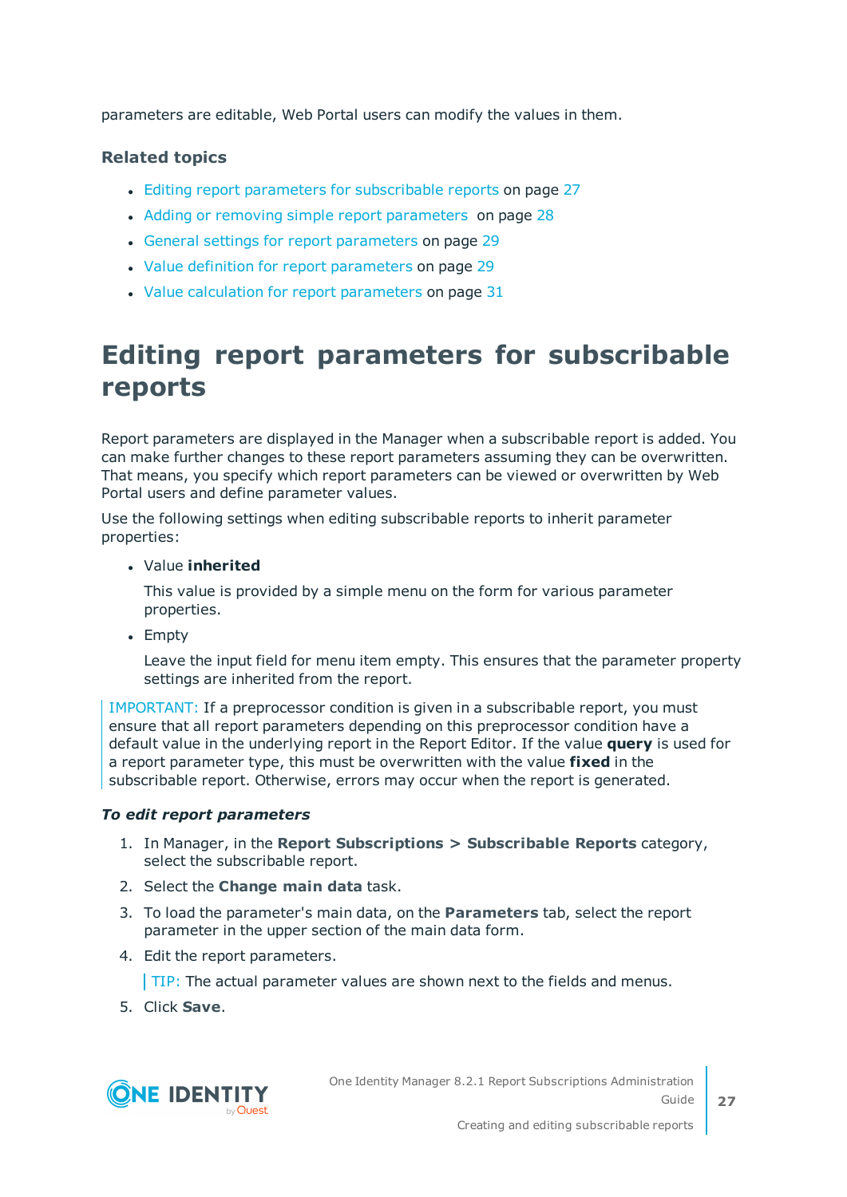parameters are editable, Web Portal users can modify the values in them.

### Related topics

- Editing report parameters for subscribable reports on page 27
- Adding or removing simple report parameters on page 28
- General settings for report parameters on page 29
- Value definition for report parameters on page 29
- Value calculation for report parameters on page 31

# Editing report parameters for subscribable reports

Report parameters are displayed in the Manager when a subscribable report is added. You can make further changes to these report parameters assuming they can be overwritten. That means, you specify which report parameters can be viewed or overwritten by Web Portal users and define parameter values.

Use the following settings when editing subscribable reports to inherit parameter properties:

- Value **inherited**

  This value is provided by a simple menu on the form for various parameter properties.

- Empty

  Leave the input field for menu item empty. This ensures that the parameter property settings are inherited from the report.

IMPORTANT: If a preprocessor condition is given in a subscribable report, you must ensure that all report parameters depending on this preprocessor condition have a default value in the underlying report in the Report Editor. If the value **query** is used for a report parameter type, this must be overwritten with the value **fixed** in the subscribable report. Otherwise, errors may occur when the report is generated.

***To edit report parameters***

1. In Manager, in the **Report Subscriptions > Subscribable Reports** category, select the subscribable report.
2. Select the **Change main data** task.
3. To load the parameter's main data, on the **Parameters** tab, select the report parameter in the upper section of the main data form.
4. Edit the report parameters.

   TIP: The actual parameter values are shown next to the fields and menus.

5. Click **Save**.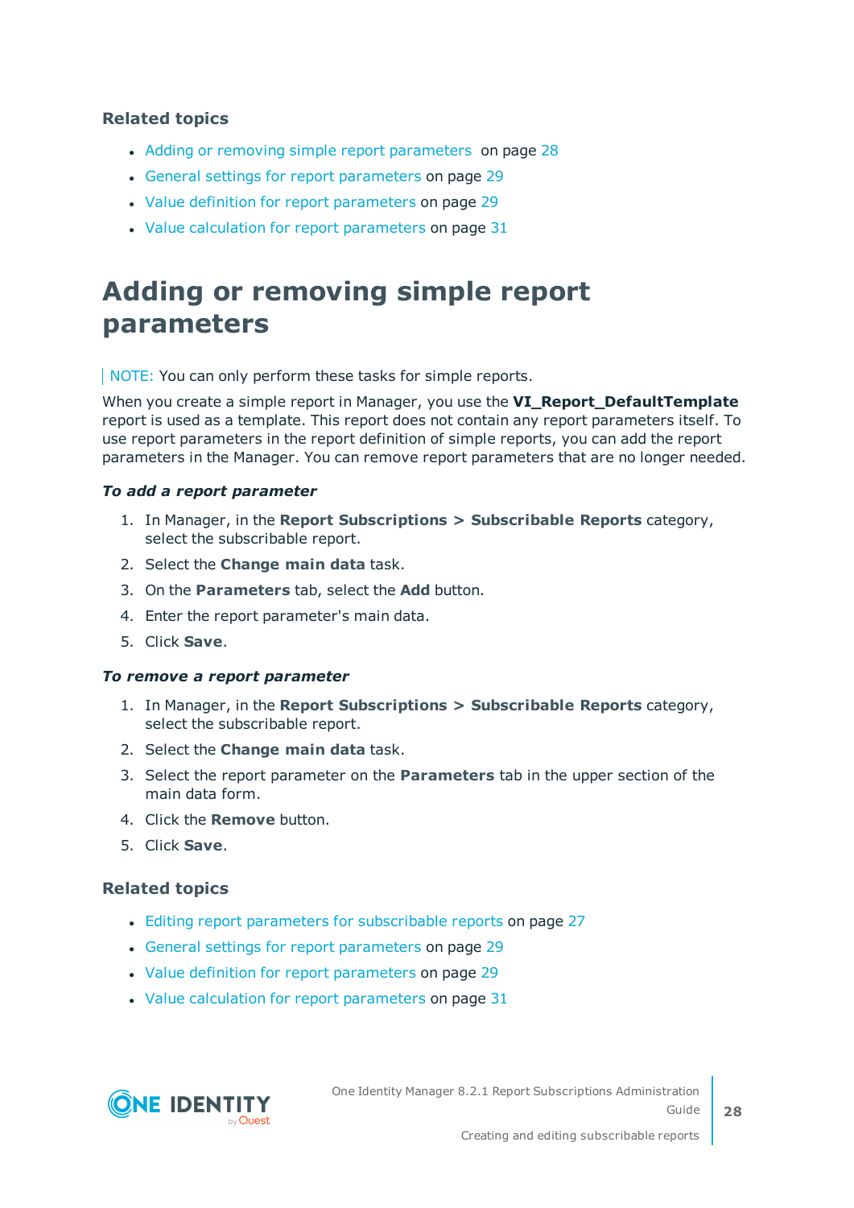### Related topics

- Adding or removing simple report parameters on page 28
- General settings for report parameters on page 29
- Value definition for report parameters on page 29
- Value calculation for report parameters on page 31

# Adding or removing simple report parameters

NOTE: You can only perform these tasks for simple reports.

When you create a simple report in Manager, you use the **VI_Report_DefaultTemplate** report is used as a template. This report does not contain any report parameters itself. To use report parameters in the report definition of simple reports, you can add the report parameters in the Manager. You can remove report parameters that are no longer needed.

***To add a report parameter***

1. In Manager, in the **Report Subscriptions > Subscribable Reports** category, select the subscribable report.
2. Select the **Change main data** task.
3. On the **Parameters** tab, select the **Add** button.
4. Enter the report parameter's main data.
5. Click **Save**.

***To remove a report parameter***

1. In Manager, in the **Report Subscriptions > Subscribable Reports** category, select the subscribable report.
2. Select the **Change main data** task.
3. Select the report parameter on the **Parameters** tab in the upper section of the main data form.
4. Click the **Remove** button.
5. Click **Save**.

### Related topics

- Editing report parameters for subscribable reports on page 27
- General settings for report parameters on page 29
- Value definition for report parameters on page 29
- Value calculation for report parameters on page 31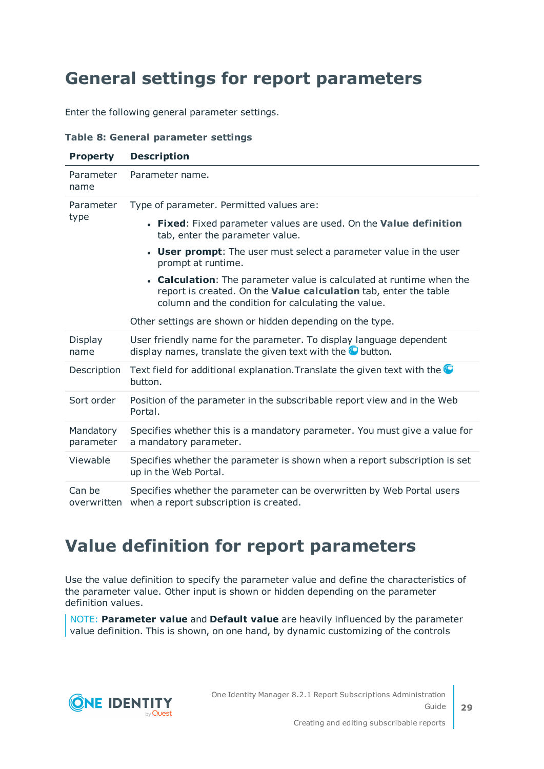## General settings for report parameters

Enter the following general parameter settings.

**Table 8: General parameter settings**

| Property | Description |
|---|---|
| Parameter name | Parameter name. |
| Parameter type | Type of parameter. Permitted values are:<br>• **Fixed**: Fixed parameter values are used. On the **Value definition** tab, enter the parameter value.<br>• **User prompt**: The user must select a parameter value in the user prompt at runtime.<br>• **Calculation**: The parameter value is calculated at runtime when the report is created. On the **Value calculation** tab, enter the table column and the condition for calculating the value.<br>Other settings are shown or hidden depending on the type. |
| Display name | User friendly name for the parameter. To display language dependent display names, translate the given text with the button. |
| Description | Text field for additional explanation.Translate the given text with the button. |
| Sort order | Position of the parameter in the subscribable report view and in the Web Portal. |
| Mandatory parameter | Specifies whether this is a mandatory parameter. You must give a value for a mandatory parameter. |
| Viewable | Specifies whether the parameter is shown when a report subscription is set up in the Web Portal. |
| Can be overwritten | Specifies whether the parameter can be overwritten by Web Portal users when a report subscription is created. |

## Value definition for report parameters

Use the value definition to specify the parameter value and define the characteristics of the parameter value. Other input is shown or hidden depending on the parameter definition values.

NOTE: **Parameter value** and **Default value** are heavily influenced by the parameter value definition. This is shown, on one hand, by dynamic customizing of the controls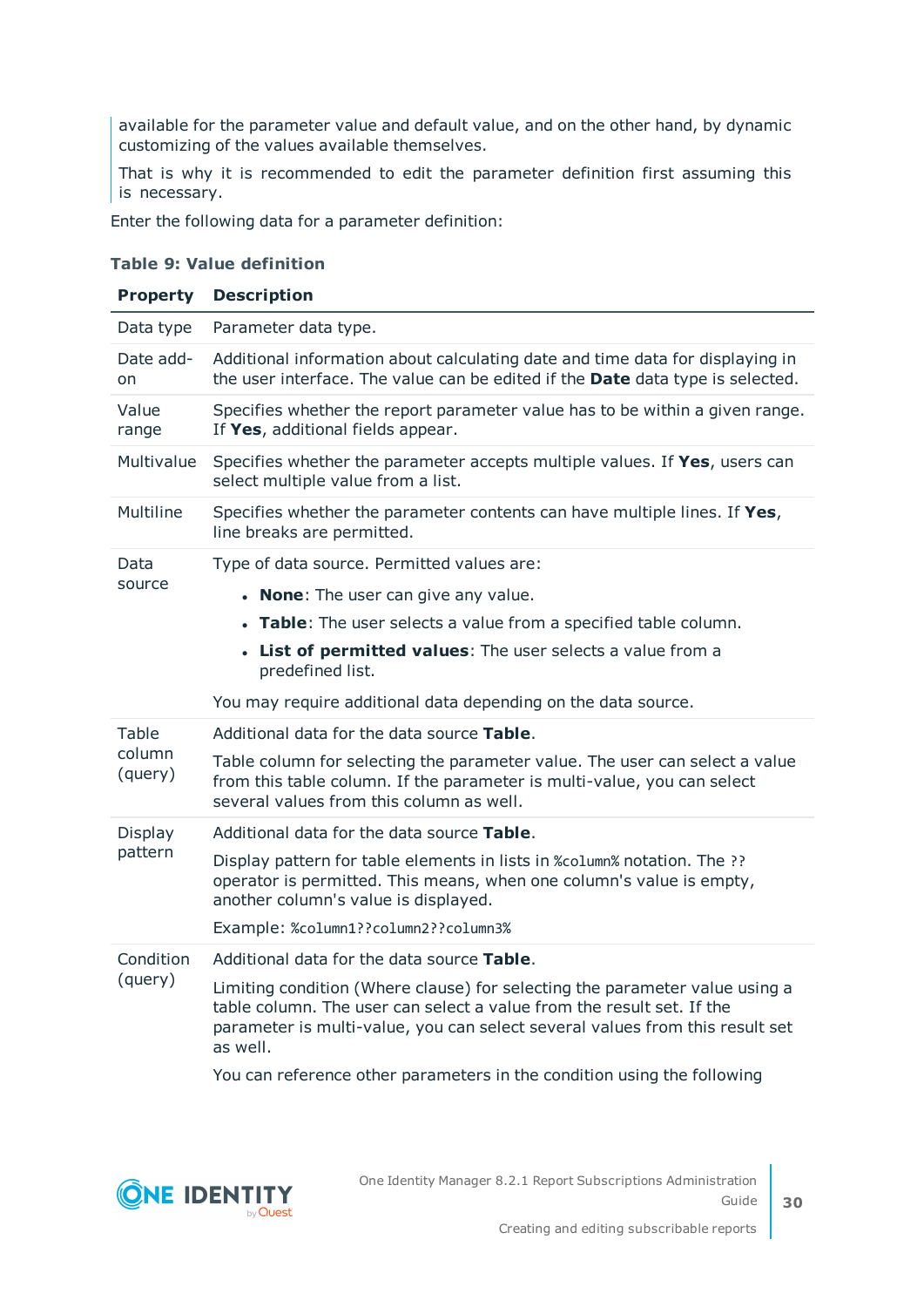available for the parameter value and default value, and on the other hand, by dynamic customizing of the values available themselves.

That is why it is recommended to edit the parameter definition first assuming this is necessary.

Enter the following data for a parameter definition:

**Table 9: Value definition**

| Property | Description |
|---|---|
| Data type | Parameter data type. |
| Date add-on | Additional information about calculating date and time data for displaying in the user interface. The value can be edited if the **Date** data type is selected. |
| Value range | Specifies whether the report parameter value has to be within a given range. If **Yes**, additional fields appear. |
| Multivalue | Specifies whether the parameter accepts multiple values. If **Yes**, users can select multiple value from a list. |
| Multiline | Specifies whether the parameter contents can have multiple lines. If **Yes**, line breaks are permitted. |
| Data source | Type of data source. Permitted values are:<br>• **None**: The user can give any value.<br>• **Table**: The user selects a value from a specified table column.<br>• **List of permitted values**: The user selects a value from a predefined list.<br><br>You may require additional data depending on the data source. |
| Table column (query) | Additional data for the data source **Table**.<br><br>Table column for selecting the parameter value. The user can select a value from this table column. If the parameter is multi-value, you can select several values from this column as well. |
| Display pattern | Additional data for the data source **Table**.<br><br>Display pattern for table elements in lists in `%column%` notation. The `??` operator is permitted. This means, when one column's value is empty, another column's value is displayed.<br><br>Example: `%column1??column2??column3%` |
| Condition (query) | Additional data for the data source **Table**.<br><br>Limiting condition (Where clause) for selecting the parameter value using a table column. The user can select a value from the result set. If the parameter is multi-value, you can select several values from this result set as well.<br><br>You can reference other parameters in the condition using the following |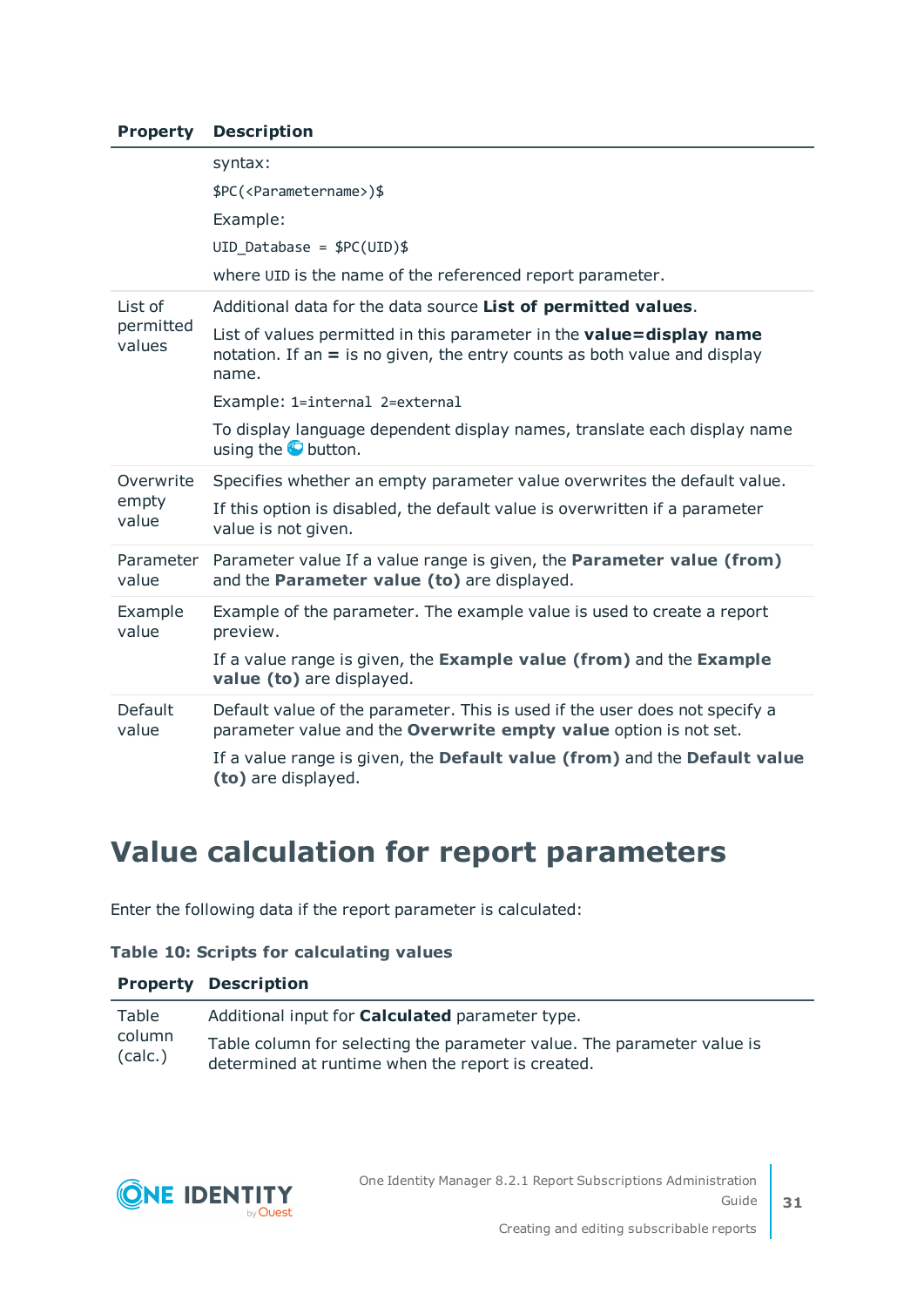| Property | Description |
|---|---|
| | syntax:<br>`$PC(<Parametername>)$`<br>Example:<br>`UID_Database = $PC(UID)$`<br>where `UID` is the name of the referenced report parameter. |
| List of permitted values | Additional data for the data source **List of permitted values**.<br>List of values permitted in this parameter in the **value=display name** notation. If an **=** is no given, the entry counts as both value and display name.<br>Example: `1=internal 2=external`<br>To display language dependent display names, translate each display name using the button. |
| Overwrite empty value | Specifies whether an empty parameter value overwrites the default value.<br>If this option is disabled, the default value is overwritten if a parameter value is not given. |
| Parameter value | Parameter value If a value range is given, the **Parameter value (from)** and the **Parameter value (to)** are displayed. |
| Example value | Example of the parameter. The example value is used to create a report preview.<br>If a value range is given, the **Example value (from)** and the **Example value (to)** are displayed. |
| Default value | Default value of the parameter. This is used if the user does not specify a parameter value and the **Overwrite empty value** option is not set.<br>If a value range is given, the **Default value (from)** and the **Default value (to)** are displayed. |

# Value calculation for report parameters

Enter the following data if the report parameter is calculated:

**Table 10: Scripts for calculating values**

| Property | Description |
|---|---|
| Table column (calc.) | Additional input for **Calculated** parameter type.<br>Table column for selecting the parameter value. The parameter value is determined at runtime when the report is created. |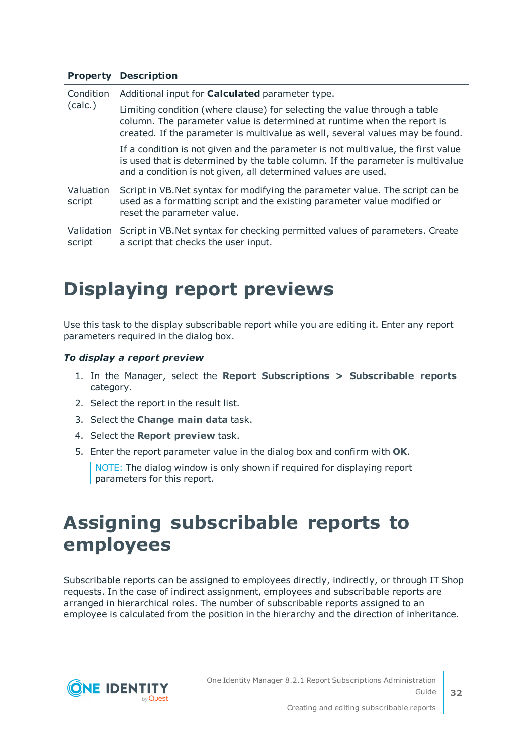| Property | Description |
|---|---|
| Condition (calc.) | Additional input for **Calculated** parameter type.<br><br>Limiting condition (where clause) for selecting the value through a table column. The parameter value is determined at runtime when the report is created. If the parameter is multivalue as well, several values may be found.<br><br>If a condition is not given and the parameter is not multivalue, the first value is used that is determined by the table column. If the parameter is multivalue and a condition is not given, all determined values are used. |
| Valuation script | Script in VB.Net syntax for modifying the parameter value. The script can be used as a formatting script and the existing parameter value modified or reset the parameter value. |
| Validation script | Script in VB.Net syntax for checking permitted values of parameters. Create a script that checks the user input. |

# Displaying report previews

Use this task to the display subscribable report while you are editing it. Enter any report parameters required in the dialog box.

***To display a report preview***

1. In the Manager, select the **Report Subscriptions > Subscribable reports** category.
2. Select the report in the result list.
3. Select the **Change main data** task.
4. Select the **Report preview** task.
5. Enter the report parameter value in the dialog box and confirm with **OK**.

   NOTE: The dialog window is only shown if required for displaying report parameters for this report.

# Assigning subscribable reports to employees

Subscribable reports can be assigned to employees directly, indirectly, or through IT Shop requests. In the case of indirect assignment, employees and subscribable reports are arranged in hierarchical roles. The number of subscribable reports assigned to an employee is calculated from the position in the hierarchy and the direction of inheritance.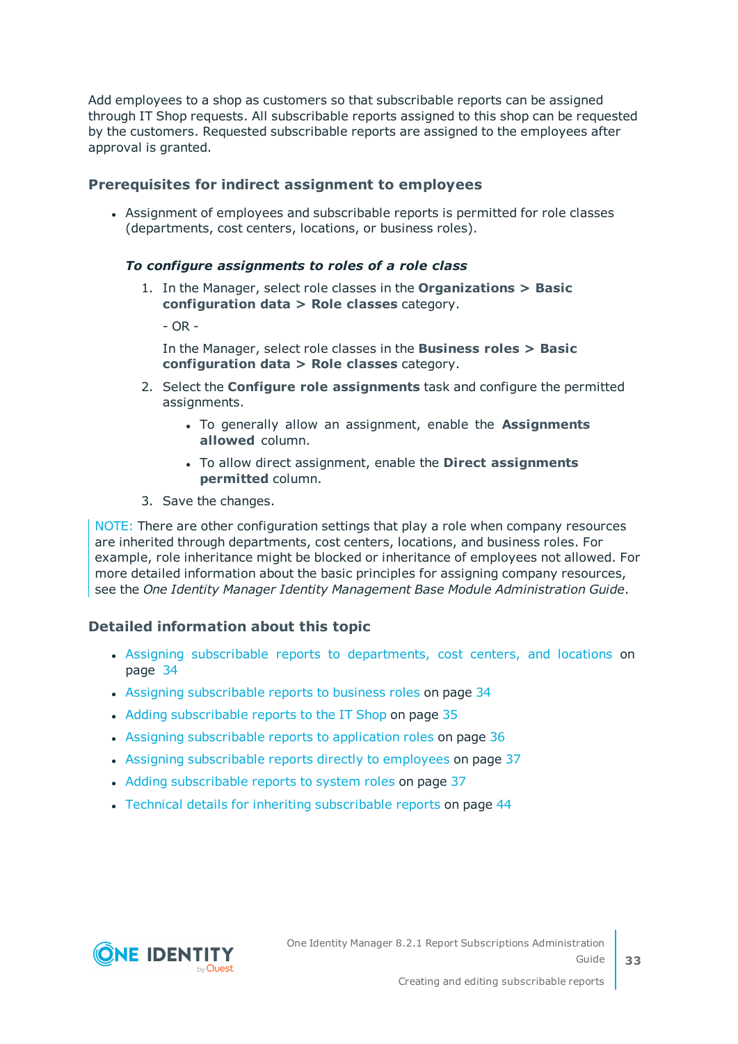Add employees to a shop as customers so that subscribable reports can be assigned through IT Shop requests. All subscribable reports assigned to this shop can be requested by the customers. Requested subscribable reports are assigned to the employees after approval is granted.

### Prerequisites for indirect assignment to employees

- Assignment of employees and subscribable reports is permitted for role classes (departments, cost centers, locations, or business roles).

***To configure assignments to roles of a role class***

1. In the Manager, select role classes in the **Organizations > Basic configuration data > Role classes** category.

   - OR -

   In the Manager, select role classes in the **Business roles > Basic configuration data > Role classes** category.
2. Select the **Configure role assignments** task and configure the permitted assignments.
   - To generally allow an assignment, enable the **Assignments allowed** column.
   - To allow direct assignment, enable the **Direct assignments permitted** column.
3. Save the changes.

NOTE: There are other configuration settings that play a role when company resources are inherited through departments, cost centers, locations, and business roles. For example, role inheritance might be blocked or inheritance of employees not allowed. For more detailed information about the basic principles for assigning company resources, see the *One Identity Manager Identity Management Base Module Administration Guide*.

### Detailed information about this topic

- Assigning subscribable reports to departments, cost centers, and locations on page 34
- Assigning subscribable reports to business roles on page 34
- Adding subscribable reports to the IT Shop on page 35
- Assigning subscribable reports to application roles on page 36
- Assigning subscribable reports directly to employees on page 37
- Adding subscribable reports to system roles on page 37
- Technical details for inheriting subscribable reports on page 44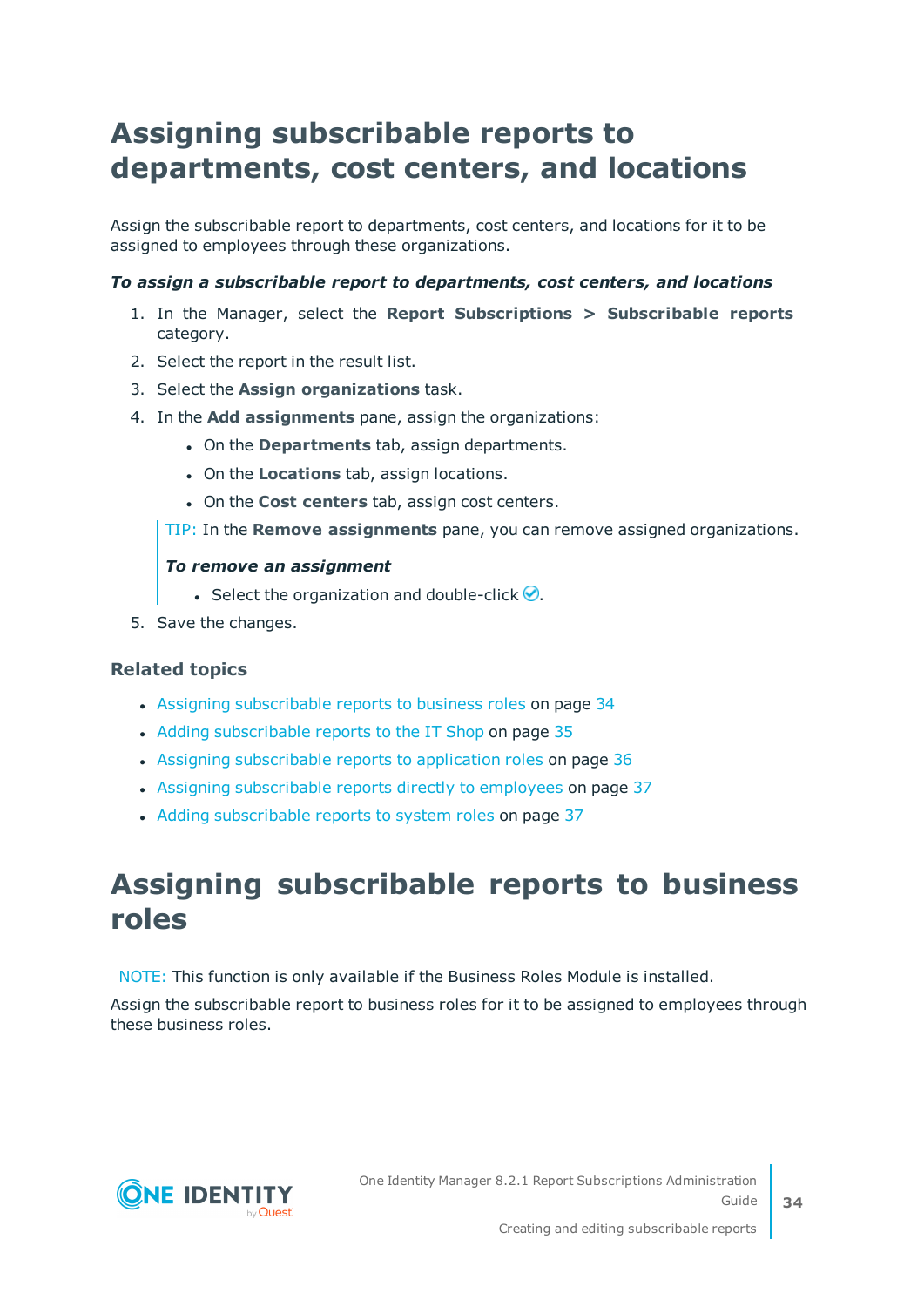# Assigning subscribable reports to departments, cost centers, and locations

Assign the subscribable report to departments, cost centers, and locations for it to be assigned to employees through these organizations.

***To assign a subscribable report to departments, cost centers, and locations***

1. In the Manager, select the **Report Subscriptions > Subscribable reports** category.
2. Select the report in the result list.
3. Select the **Assign organizations** task.
4. In the **Add assignments** pane, assign the organizations:
   - On the **Departments** tab, assign departments.
   - On the **Locations** tab, assign locations.
   - On the **Cost centers** tab, assign cost centers.

   TIP: In the **Remove assignments** pane, you can remove assigned organizations.

   ***To remove an assignment***

   - Select the organization and double-click ✓.
5. Save the changes.

### Related topics

- Assigning subscribable reports to business roles on page 34
- Adding subscribable reports to the IT Shop on page 35
- Assigning subscribable reports to application roles on page 36
- Assigning subscribable reports directly to employees on page 37
- Adding subscribable reports to system roles on page 37

# Assigning subscribable reports to business roles

NOTE: This function is only available if the Business Roles Module is installed.

Assign the subscribable report to business roles for it to be assigned to employees through these business roles.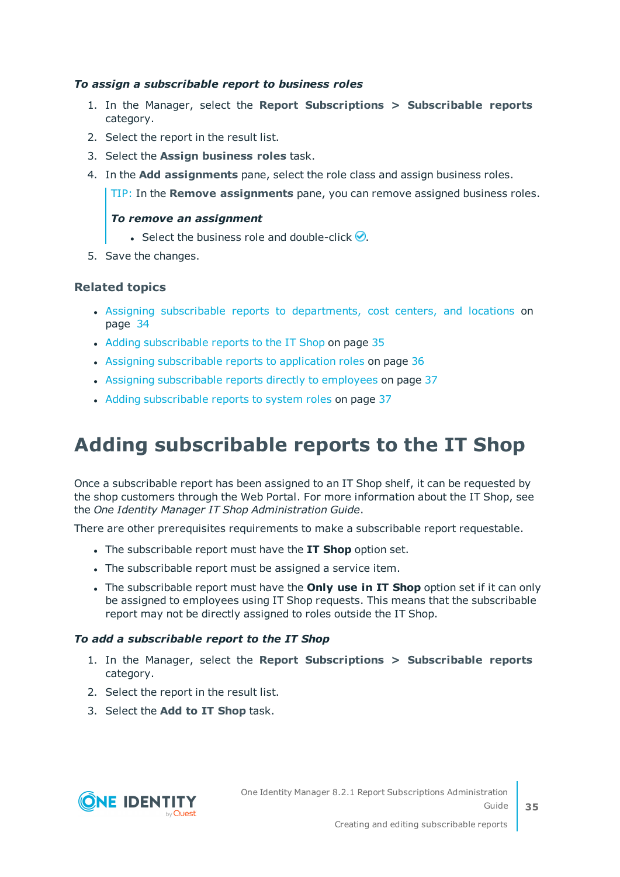***To assign a subscribable report to business roles***

1. In the Manager, select the **Report Subscriptions > Subscribable reports** category.
2. Select the report in the result list.
3. Select the **Assign business roles** task.
4. In the **Add assignments** pane, select the role class and assign business roles.

   > TIP: In the **Remove assignments** pane, you can remove assigned business roles.
   >
   > ***To remove an assignment***
   >
   > - Select the business role and double-click ✅.

5. Save the changes.

### Related topics

- Assigning subscribable reports to departments, cost centers, and locations on page 34
- Adding subscribable reports to the IT Shop on page 35
- Assigning subscribable reports to application roles on page 36
- Assigning subscribable reports directly to employees on page 37
- Adding subscribable reports to system roles on page 37

# Adding subscribable reports to the IT Shop

Once a subscribable report has been assigned to an IT Shop shelf, it can be requested by the shop customers through the Web Portal. For more information about the IT Shop, see the *One Identity Manager IT Shop Administration Guide*.

There are other prerequisites requirements to make a subscribable report requestable.

- The subscribable report must have the **IT Shop** option set.
- The subscribable report must be assigned a service item.
- The subscribable report must have the **Only use in IT Shop** option set if it can only be assigned to employees using IT Shop requests. This means that the subscribable report may not be directly assigned to roles outside the IT Shop.

***To add a subscribable report to the IT Shop***

1. In the Manager, select the **Report Subscriptions > Subscribable reports** category.
2. Select the report in the result list.
3. Select the **Add to IT Shop** task.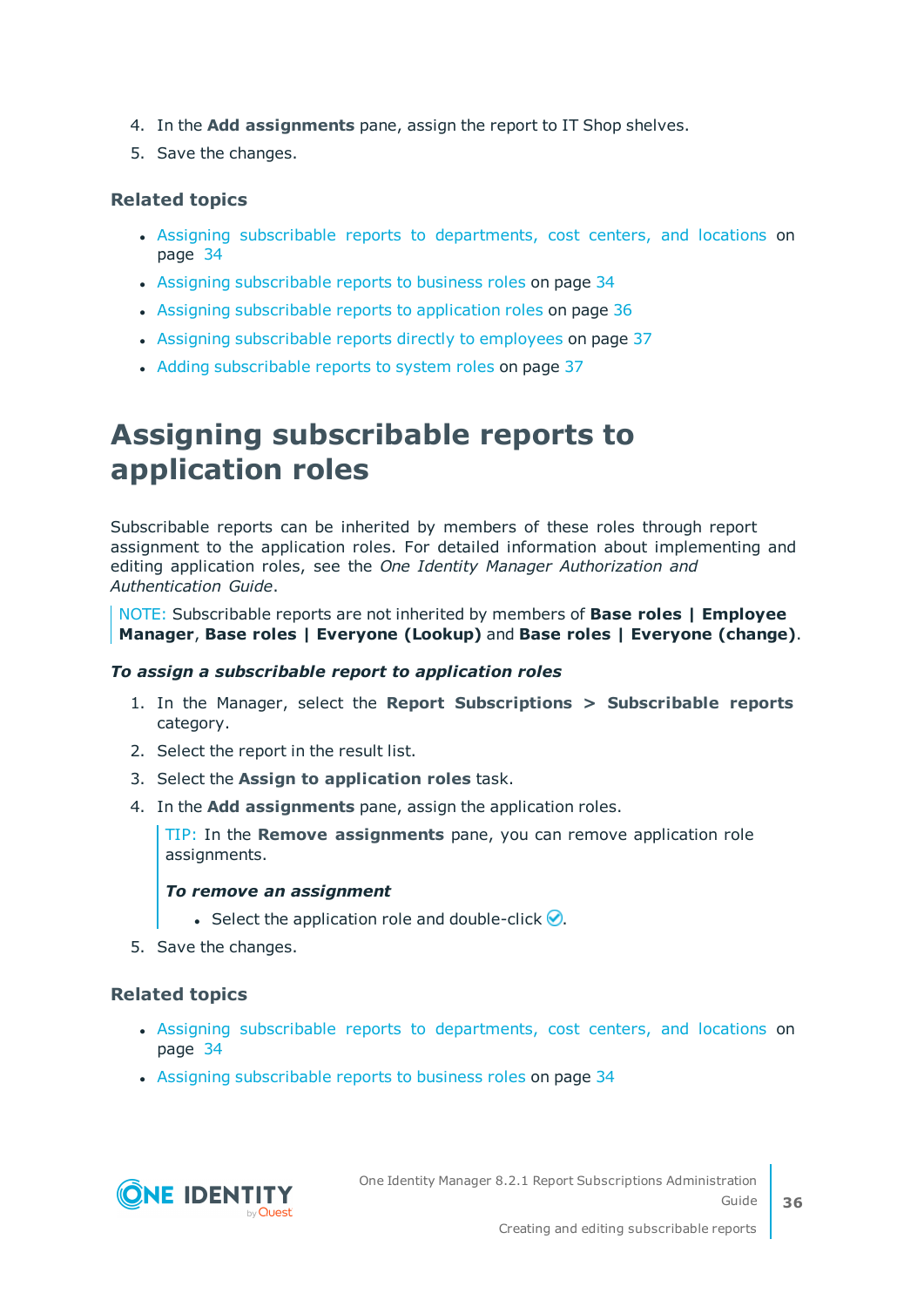4. In the **Add assignments** pane, assign the report to IT Shop shelves.
5. Save the changes.

### Related topics

- Assigning subscribable reports to departments, cost centers, and locations on page 34
- Assigning subscribable reports to business roles on page 34
- Assigning subscribable reports to application roles on page 36
- Assigning subscribable reports directly to employees on page 37
- Adding subscribable reports to system roles on page 37

## Assigning subscribable reports to application roles

Subscribable reports can be inherited by members of these roles through report assignment to the application roles. For detailed information about implementing and editing application roles, see the *One Identity Manager Authorization and Authentication Guide*.

> NOTE: Subscribable reports are not inherited by members of **Base roles | Employee Manager**, **Base roles | Everyone (Lookup)** and **Base roles | Everyone (change)**.

***To assign a subscribable report to application roles***

1. In the Manager, select the **Report Subscriptions > Subscribable reports** category.
2. Select the report in the result list.
3. Select the **Assign to application roles** task.
4. In the **Add assignments** pane, assign the application roles.

   > TIP: In the **Remove assignments** pane, you can remove application role assignments.
   >
   > ***To remove an assignment***
   >
   > - Select the application role and double-click ✅.

5. Save the changes.

### Related topics

- Assigning subscribable reports to departments, cost centers, and locations on page 34
- Assigning subscribable reports to business roles on page 34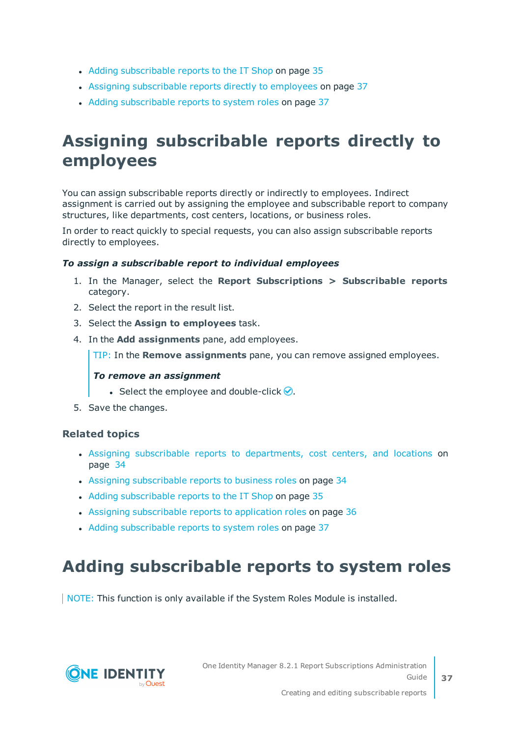- Adding subscribable reports to the IT Shop on page 35
- Assigning subscribable reports directly to employees on page 37
- Adding subscribable reports to system roles on page 37

# Assigning subscribable reports directly to employees

You can assign subscribable reports directly or indirectly to employees. Indirect assignment is carried out by assigning the employee and subscribable report to company structures, like departments, cost centers, locations, or business roles.

In order to react quickly to special requests, you can also assign subscribable reports directly to employees.

***To assign a subscribable report to individual employees***

1. In the Manager, select the **Report Subscriptions > Subscribable reports** category.
2. Select the report in the result list.
3. Select the **Assign to employees** task.
4. In the **Add assignments** pane, add employees.

   TIP: In the **Remove assignments** pane, you can remove assigned employees.

   ***To remove an assignment***

   - Select the employee and double-click ✅.
5. Save the changes.

### Related topics

- Assigning subscribable reports to departments, cost centers, and locations on page 34
- Assigning subscribable reports to business roles on page 34
- Adding subscribable reports to the IT Shop on page 35
- Assigning subscribable reports to application roles on page 36
- Adding subscribable reports to system roles on page 37

# Adding subscribable reports to system roles

NOTE: This function is only available if the System Roles Module is installed.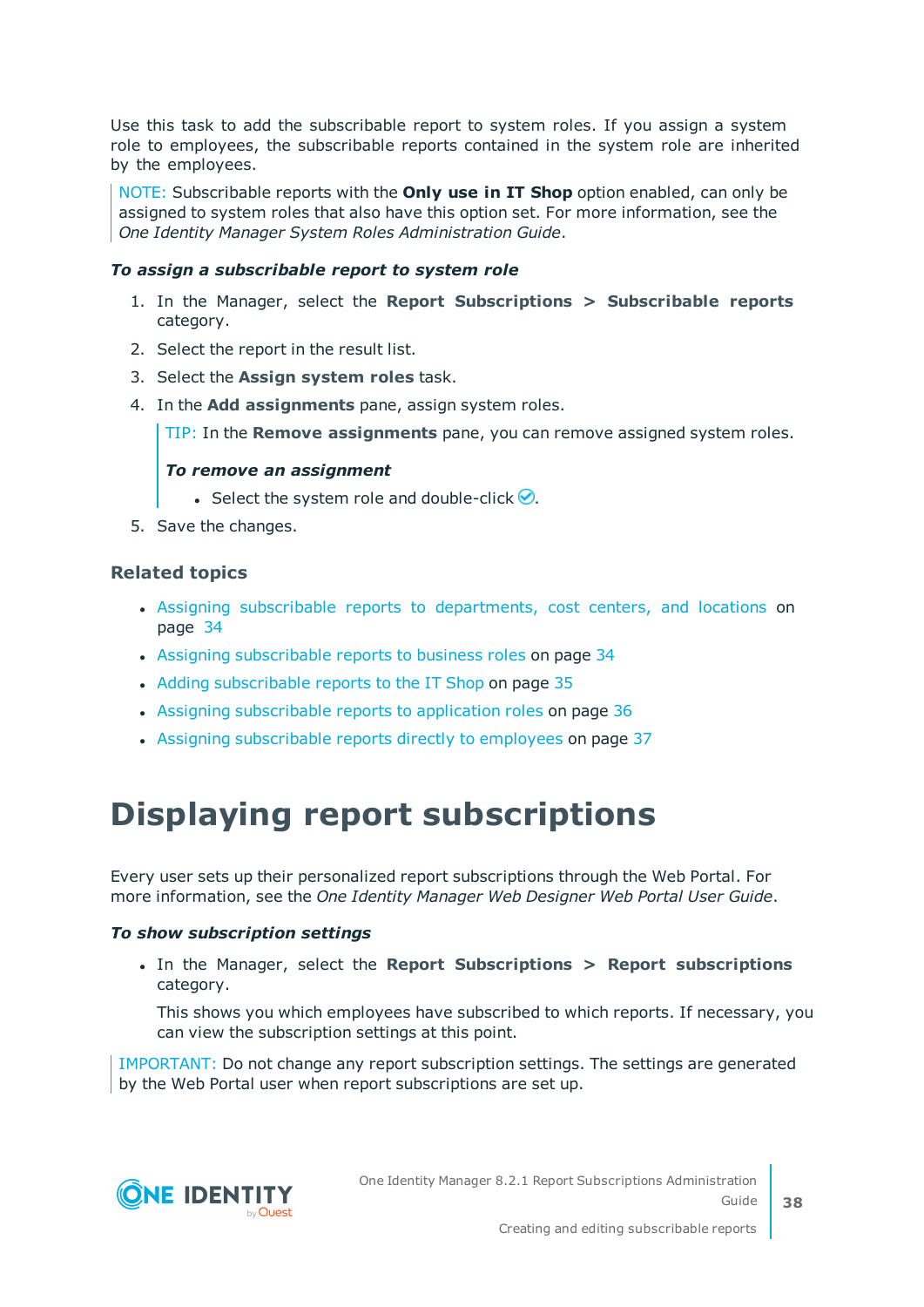Use this task to add the subscribable report to system roles. If you assign a system role to employees, the subscribable reports contained in the system role are inherited by the employees.

NOTE: Subscribable reports with the **Only use in IT Shop** option enabled, can only be assigned to system roles that also have this option set. For more information, see the *One Identity Manager System Roles Administration Guide*.

***To assign a subscribable report to system role***

1. In the Manager, select the **Report Subscriptions > Subscribable reports** category.
2. Select the report in the result list.
3. Select the **Assign system roles** task.
4. In the **Add assignments** pane, assign system roles.

   TIP: In the **Remove assignments** pane, you can remove assigned system roles.

   ***To remove an assignment***

   - Select the system role and double-click ✅.
5. Save the changes.

### Related topics

- Assigning subscribable reports to departments, cost centers, and locations on page 34
- Assigning subscribable reports to business roles on page 34
- Adding subscribable reports to the IT Shop on page 35
- Assigning subscribable reports to application roles on page 36
- Assigning subscribable reports directly to employees on page 37

# Displaying report subscriptions

Every user sets up their personalized report subscriptions through the Web Portal. For more information, see the *One Identity Manager Web Designer Web Portal User Guide*.

***To show subscription settings***

- In the Manager, select the **Report Subscriptions > Report subscriptions** category.

  This shows you which employees have subscribed to which reports. If necessary, you can view the subscription settings at this point.

IMPORTANT: Do not change any report subscription settings. The settings are generated by the Web Portal user when report subscriptions are set up.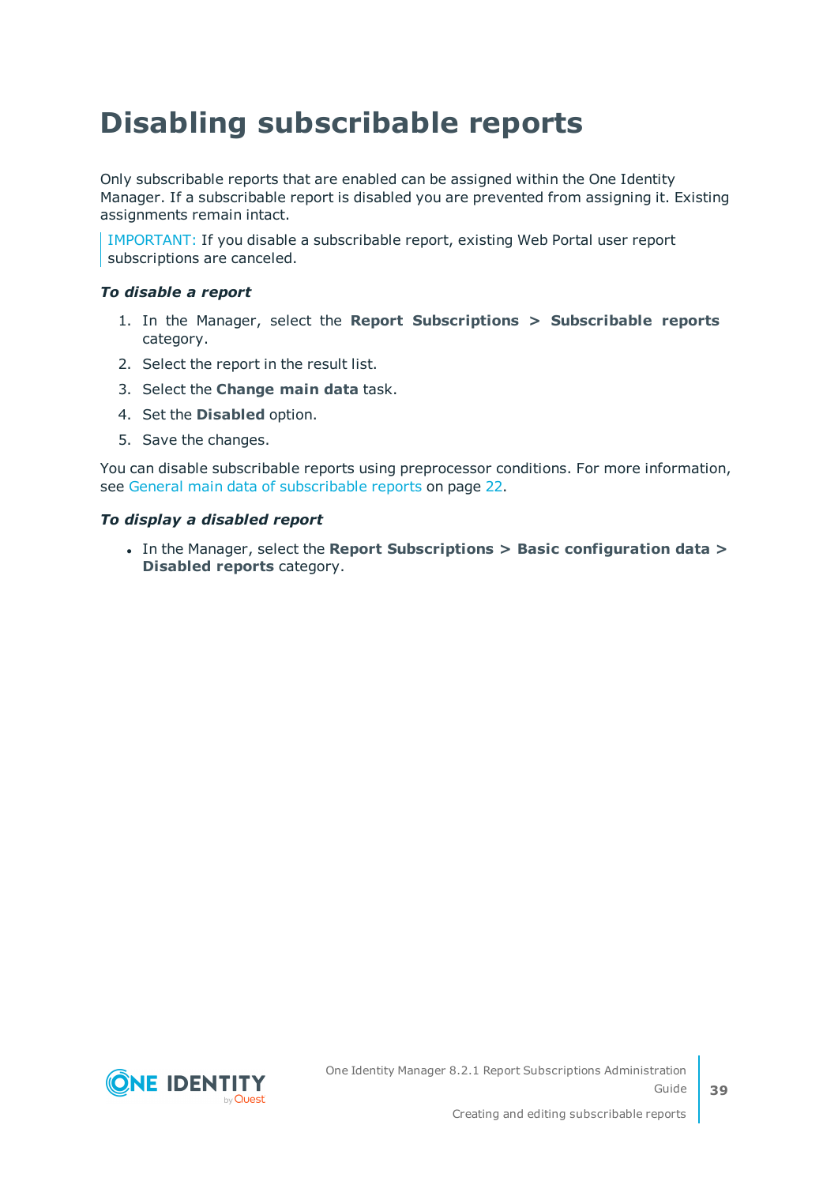# Disabling subscribable reports

Only subscribable reports that are enabled can be assigned within the One Identity Manager. If a subscribable report is disabled you are prevented from assigning it. Existing assignments remain intact.

> IMPORTANT: If you disable a subscribable report, existing Web Portal user report subscriptions are canceled.

***To disable a report***

1. In the Manager, select the **Report Subscriptions > Subscribable reports** category.
2. Select the report in the result list.
3. Select the **Change main data** task.
4. Set the **Disabled** option.
5. Save the changes.

You can disable subscribable reports using preprocessor conditions. For more information, see General main data of subscribable reports on page 22.

***To display a disabled report***

- In the Manager, select the **Report Subscriptions > Basic configuration data > Disabled reports** category.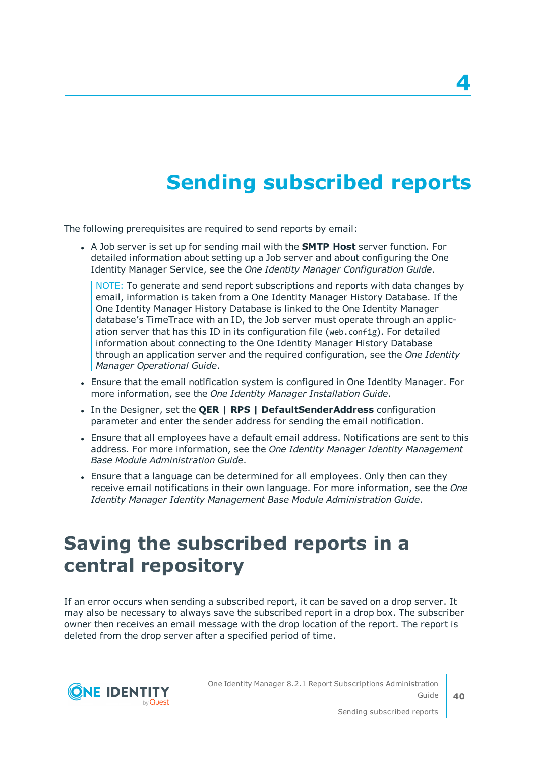# 4

# Sending subscribed reports

The following prerequisites are required to send reports by email:

- A Job server is set up for sending mail with the **SMTP Host** server function. For detailed information about setting up a Job server and about configuring the One Identity Manager Service, see the *One Identity Manager Configuration Guide*.

  NOTE: To generate and send report subscriptions and reports with data changes by email, information is taken from a One Identity Manager History Database. If the One Identity Manager History Database is linked to the One Identity Manager database's TimeTrace with an ID, the Job server must operate through an application server that has this ID in its configuration file (`web.config`). For detailed information about connecting to the One Identity Manager History Database through an application server and the required configuration, see the *One Identity Manager Operational Guide*.

- Ensure that the email notification system is configured in One Identity Manager. For more information, see the *One Identity Manager Installation Guide*.
- In the Designer, set the **QER | RPS | DefaultSenderAddress** configuration parameter and enter the sender address for sending the email notification.
- Ensure that all employees have a default email address. Notifications are sent to this address. For more information, see the *One Identity Manager Identity Management Base Module Administration Guide*.
- Ensure that a language can be determined for all employees. Only then can they receive email notifications in their own language. For more information, see the *One Identity Manager Identity Management Base Module Administration Guide*.

## Saving the subscribed reports in a central repository

If an error occurs when sending a subscribed report, it can be saved on a drop server. It may also be necessary to always save the subscribed report in a drop box. The subscriber owner then receives an email message with the drop location of the report. The report is deleted from the drop server after a specified period of time.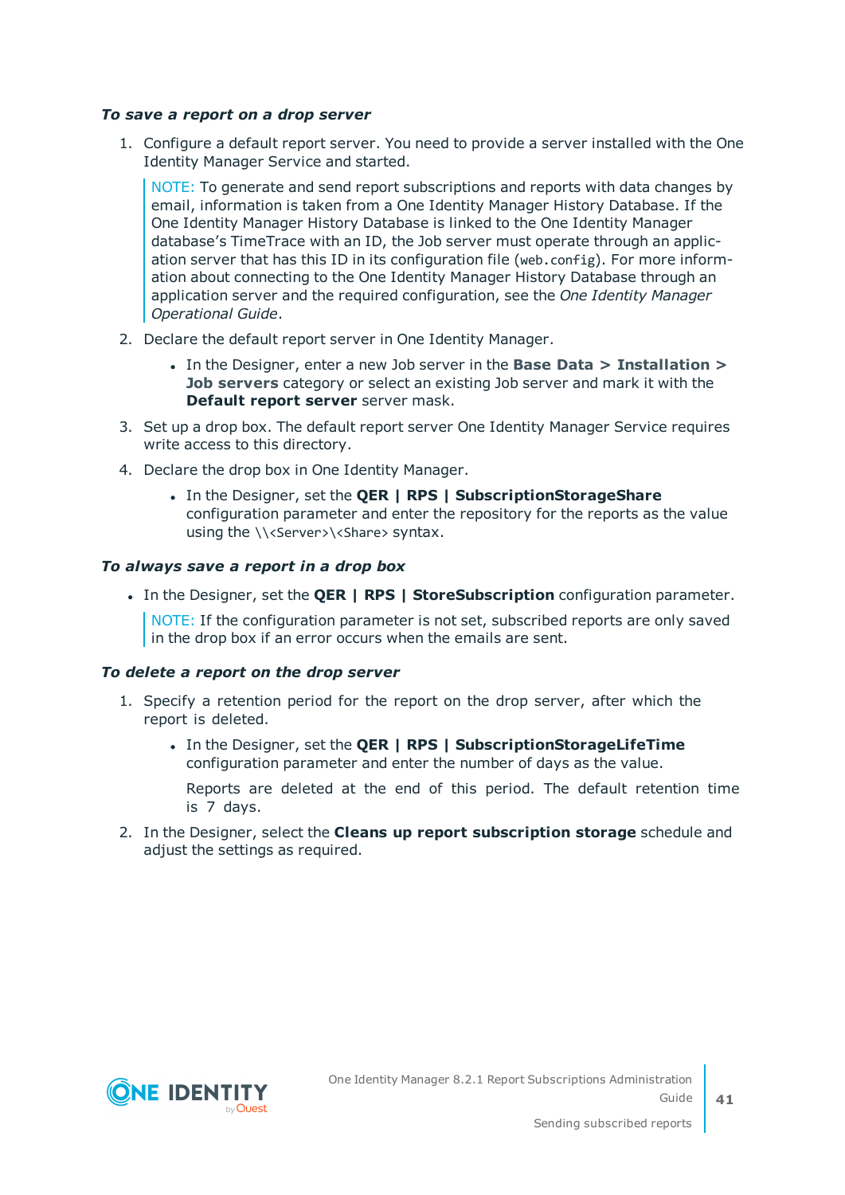*To save a report on a drop server*

1. Configure a default report server. You need to provide a server installed with the One Identity Manager Service and started.

   NOTE: To generate and send report subscriptions and reports with data changes by email, information is taken from a One Identity Manager History Database. If the One Identity Manager History Database is linked to the One Identity Manager database's TimeTrace with an ID, the Job server must operate through an application server that has this ID in its configuration file (`web.config`). For more information about connecting to the One Identity Manager History Database through an application server and the required configuration, see the *One Identity Manager Operational Guide*.

2. Declare the default report server in One Identity Manager.

   - In the Designer, enter a new Job server in the **Base Data > Installation > Job servers** category or select an existing Job server and mark it with the **Default report server** server mask.

3. Set up a drop box. The default report server One Identity Manager Service requires write access to this directory.
4. Declare the drop box in One Identity Manager.

   - In the Designer, set the **QER | RPS | SubscriptionStorageShare** configuration parameter and enter the repository for the reports as the value using the `\\<Server>\<Share>` syntax.

*To always save a report in a drop box*

- In the Designer, set the **QER | RPS | StoreSubscription** configuration parameter.

  NOTE: If the configuration parameter is not set, subscribed reports are only saved in the drop box if an error occurs when the emails are sent.

*To delete a report on the drop server*

1. Specify a retention period for the report on the drop server, after which the report is deleted.

   - In the Designer, set the **QER | RPS | SubscriptionStorageLifeTime** configuration parameter and enter the number of days as the value.

     Reports are deleted at the end of this period. The default retention time is 7 days.

2. In the Designer, select the **Cleans up report subscription storage** schedule and adjust the settings as required.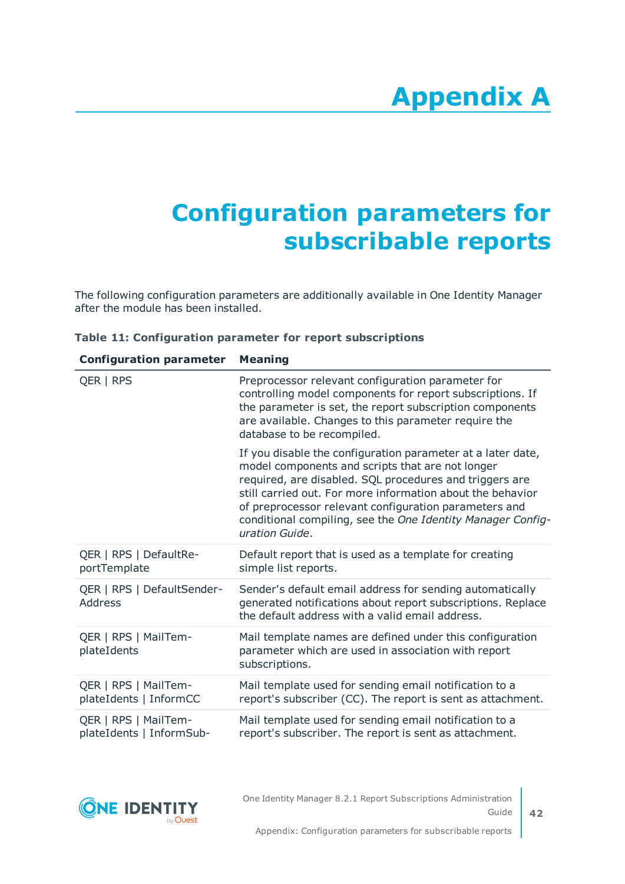# Appendix A

# Configuration parameters for subscribable reports

The following configuration parameters are additionally available in One Identity Manager after the module has been installed.

**Table 11: Configuration parameter for report subscriptions**

| Configuration parameter | Meaning |
|---|---|
| QER \| RPS | Preprocessor relevant configuration parameter for controlling model components for report subscriptions. If the parameter is set, the report subscription components are available. Changes to this parameter require the database to be recompiled.<br><br>If you disable the configuration parameter at a later date, model components and scripts that are not longer required, are disabled. SQL procedures and triggers are still carried out. For more information about the behavior of preprocessor relevant configuration parameters and conditional compiling, see the *One Identity Manager Configuration Guide*. |
| QER \| RPS \| DefaultReportTemplate | Default report that is used as a template for creating simple list reports. |
| QER \| RPS \| DefaultSenderAddress | Sender's default email address for sending automatically generated notifications about report subscriptions. Replace the default address with a valid email address. |
| QER \| RPS \| MailTemplateIdents | Mail template names are defined under this configuration parameter which are used in association with report subscriptions. |
| QER \| RPS \| MailTemplateIdents \| InformCC | Mail template used for sending email notification to a report's subscriber (CC). The report is sent as attachment. |
| QER \| RPS \| MailTemplateIdents \| InformSub- | Mail template used for sending email notification to a report's subscriber. The report is sent as attachment. |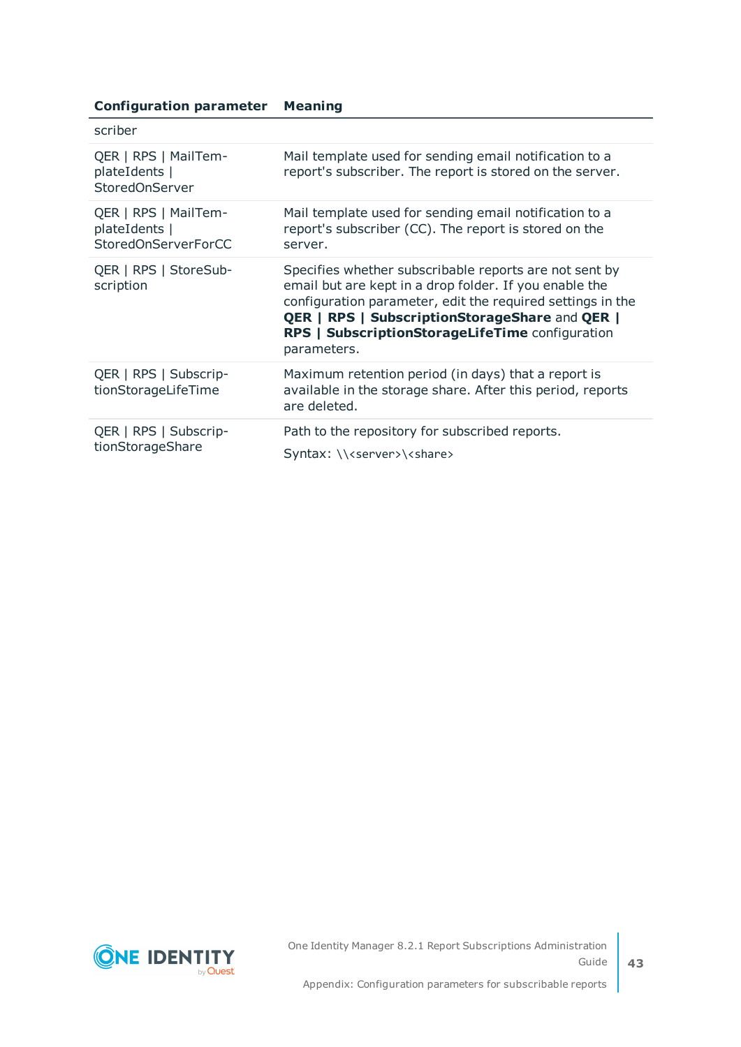| Configuration parameter | Meaning |
|---|---|
| scriber | |
| QER \| RPS \| MailTemplateIdents \| StoredOnServer | Mail template used for sending email notification to a report's subscriber. The report is stored on the server. |
| QER \| RPS \| MailTemplateIdents \| StoredOnServerForCC | Mail template used for sending email notification to a report's subscriber (CC). The report is stored on the server. |
| QER \| RPS \| StoreSubscription | Specifies whether subscribable reports are not sent by email but are kept in a drop folder. If you enable the configuration parameter, edit the required settings in the **QER \| RPS \| SubscriptionStorageShare** and **QER \| RPS \| SubscriptionStorageLifeTime** configuration parameters. |
| QER \| RPS \| SubscriptionStorageLifeTime | Maximum retention period (in days) that a report is available in the storage share. After this period, reports are deleted. |
| QER \| RPS \| SubscriptionStorageShare | Path to the repository for subscribed reports. Syntax: `\\<server>\<share>` |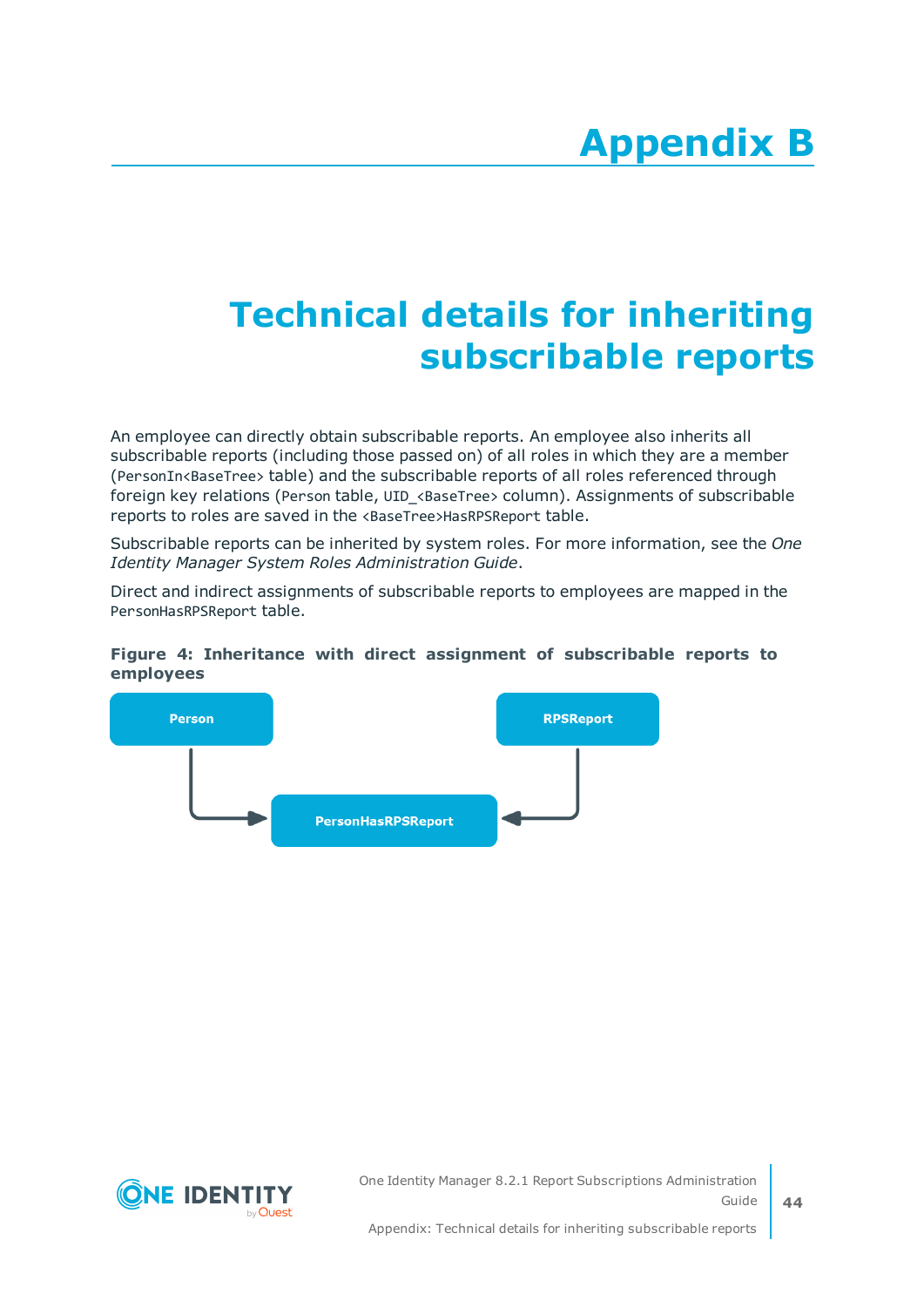# Appendix B

# Technical details for inheriting subscribable reports

An employee can directly obtain subscribable reports. An employee also inherits all subscribable reports (including those passed on) of all roles in which they are a member (`PersonIn<BaseTree>` table) and the subscribable reports of all roles referenced through foreign key relations (`Person` table, `UID_<BaseTree>` column). Assignments of subscribable reports to roles are saved in the `<BaseTree>HasRPSReport` table.

Subscribable reports can be inherited by system roles. For more information, see the *One Identity Manager System Roles Administration Guide*.

Direct and indirect assignments of subscribable reports to employees are mapped in the `PersonHasRPSReport` table.

**Figure 4: Inheritance with direct assignment of subscribable reports to employees**

Person → PersonHasRPSReport ← RPSReport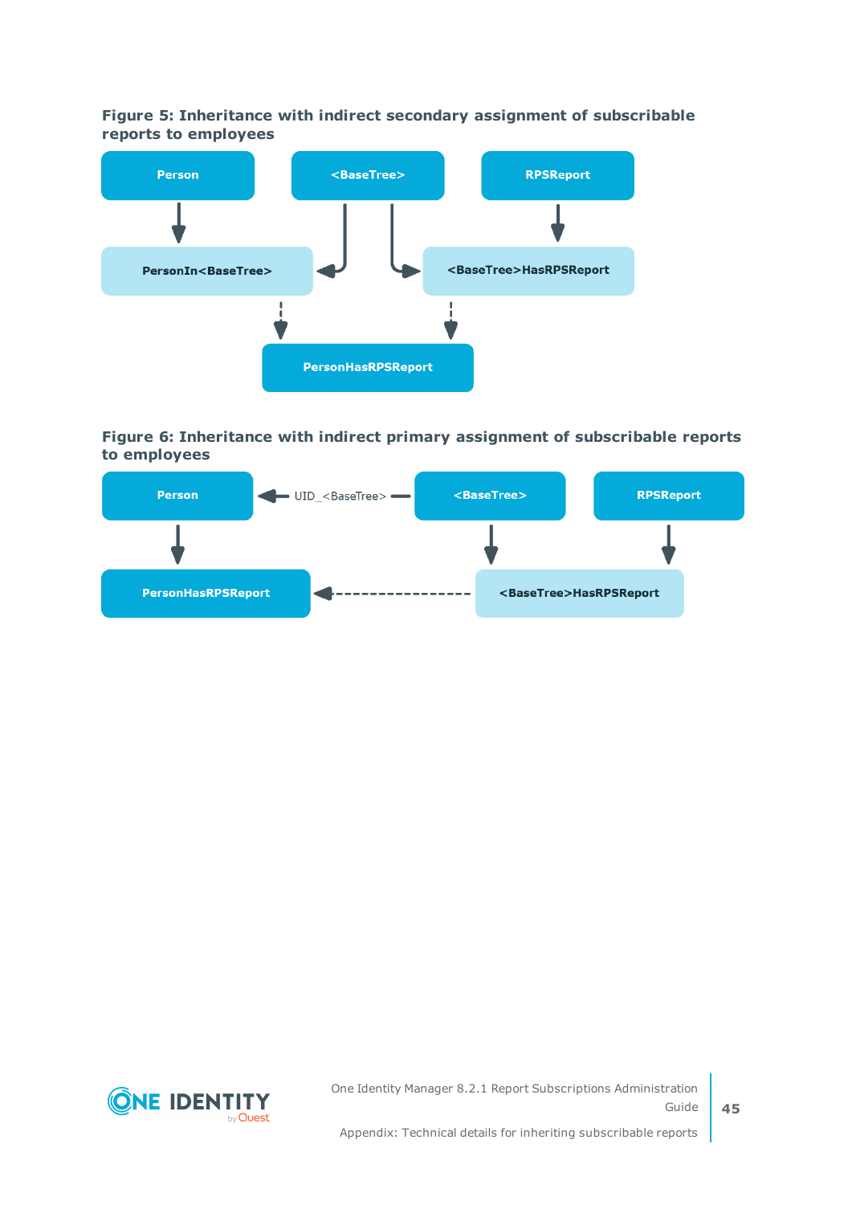**Figure 5: Inheritance with indirect secondary assignment of subscribable reports to employees**

Person

<BaseTree>

RPSReport

PersonIn<BaseTree>

<BaseTree>HasRPSReport

PersonHasRPSReport

**Figure 6: Inheritance with indirect primary assignment of subscribable reports to employees**

Person

UID_<BaseTree>

<BaseTree>

RPSReport

PersonHasRPSReport

<BaseTree>HasRPSReport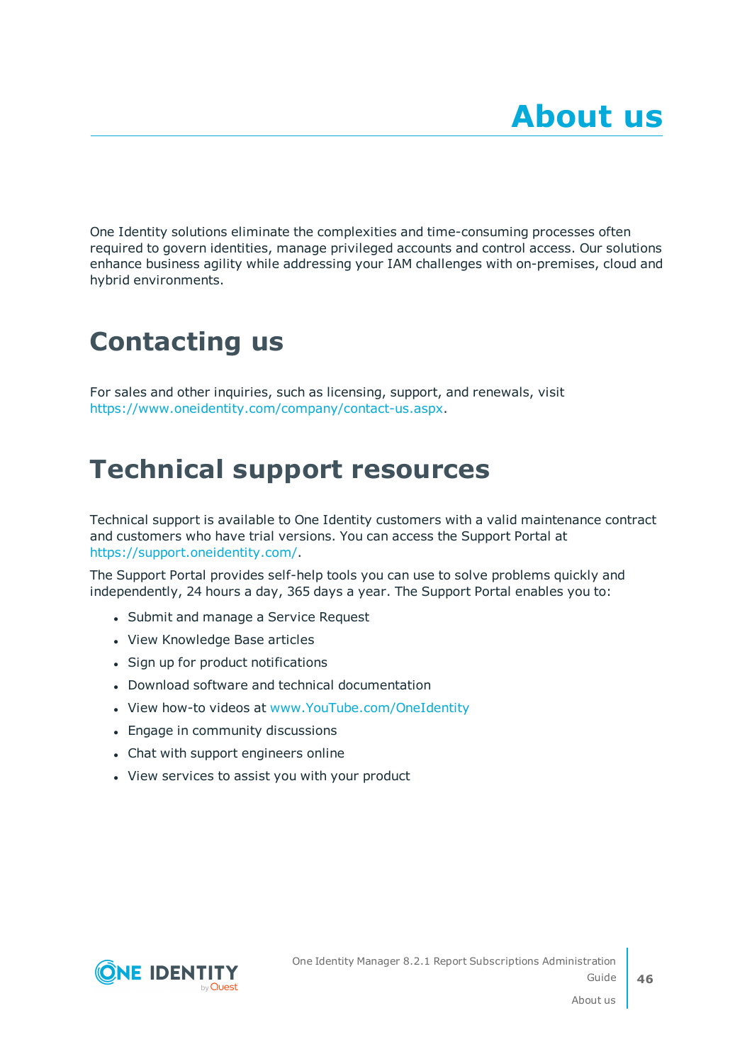# About us

One Identity solutions eliminate the complexities and time-consuming processes often required to govern identities, manage privileged accounts and control access. Our solutions enhance business agility while addressing your IAM challenges with on-premises, cloud and hybrid environments.

## Contacting us

For sales and other inquiries, such as licensing, support, and renewals, visit https://www.oneidentity.com/company/contact-us.aspx.

## Technical support resources

Technical support is available to One Identity customers with a valid maintenance contract and customers who have trial versions. You can access the Support Portal at https://support.oneidentity.com/.

The Support Portal provides self-help tools you can use to solve problems quickly and independently, 24 hours a day, 365 days a year. The Support Portal enables you to:

- Submit and manage a Service Request
- View Knowledge Base articles
- Sign up for product notifications
- Download software and technical documentation
- View how-to videos at www.YouTube.com/OneIdentity
- Engage in community discussions
- Chat with support engineers online
- View services to assist you with your product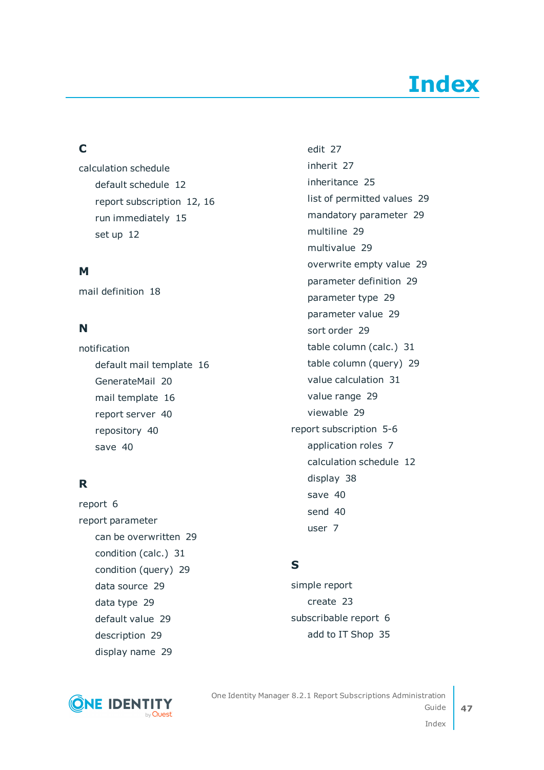# Index

## C

calculation schedule

- default schedule 12
- report subscription 12, 16
- run immediately 15
- set up 12

## M

mail definition 18

## N

notification

- default mail template 16
- GenerateMail 20
- mail template 16
- report server 40
- repository 40
- save 40

## R

report 6

report parameter

- can be overwritten 29
- condition (calc.) 31
- condition (query) 29
- data source 29
- data type 29
- default value 29
- description 29
- display name 29
- edit 27
- inherit 27
- inheritance 25
- list of permitted values 29
- mandatory parameter 29
- multiline 29
- multivalue 29
- overwrite empty value 29
- parameter definition 29
- parameter type 29
- parameter value 29
- sort order 29
- table column (calc.) 31
- table column (query) 29
- value calculation 31
- value range 29
- viewable 29

report subscription 5-6

- application roles 7
- calculation schedule 12
- display 38
- save 40
- send 40
- user 7

## S

simple report

- create 23

subscribable report 6

- add to IT Shop 35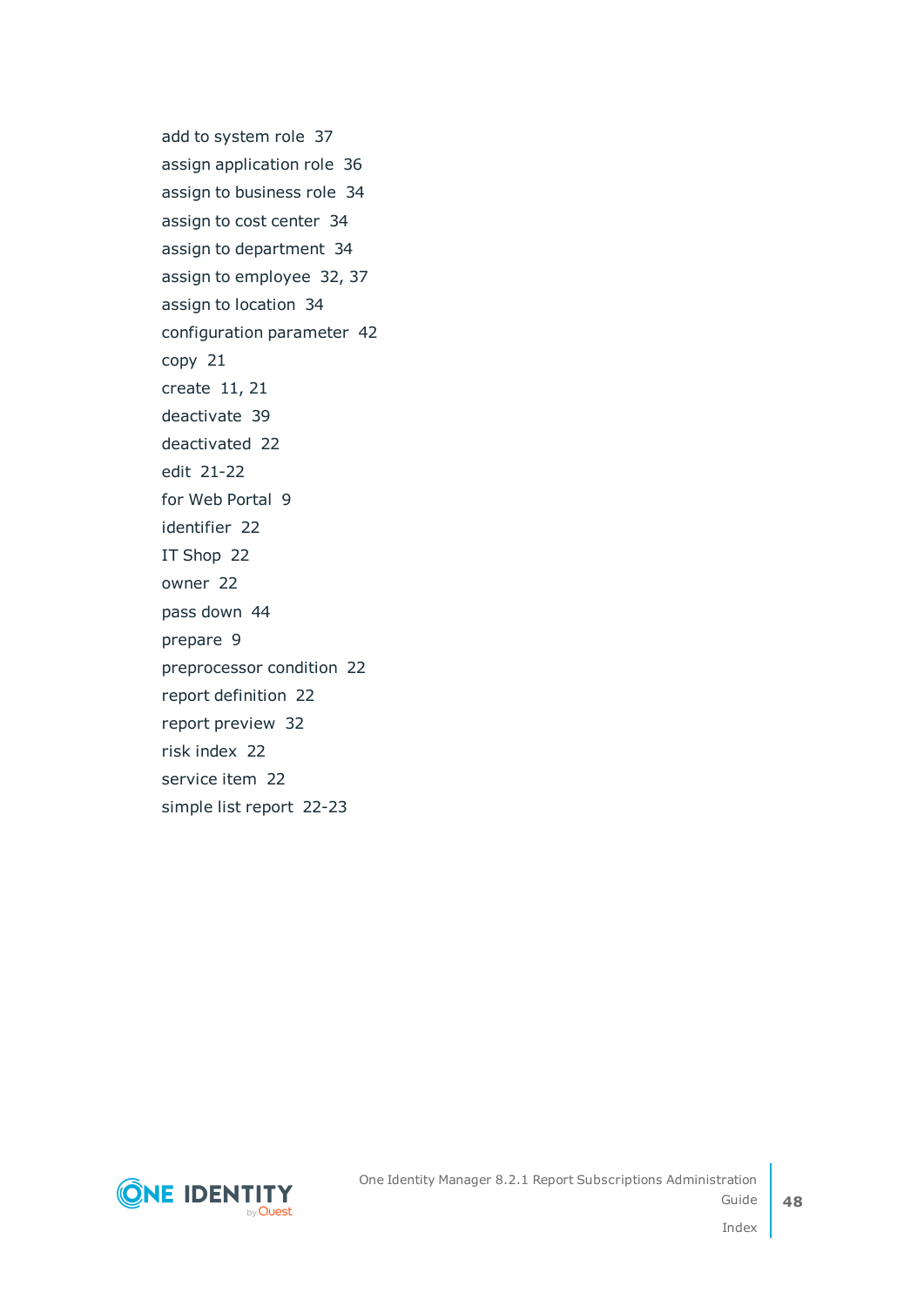add to system role 37

assign application role 36

assign to business role 34

assign to cost center 34

assign to department 34

assign to employee 32, 37

assign to location 34

configuration parameter 42

copy 21

create 11, 21

deactivate 39

deactivated 22

edit 21-22

for Web Portal 9

identifier 22

IT Shop 22

owner 22

pass down 44

prepare 9

preprocessor condition 22

report definition 22

report preview 32

risk index 22

service item 22

simple list report 22-23